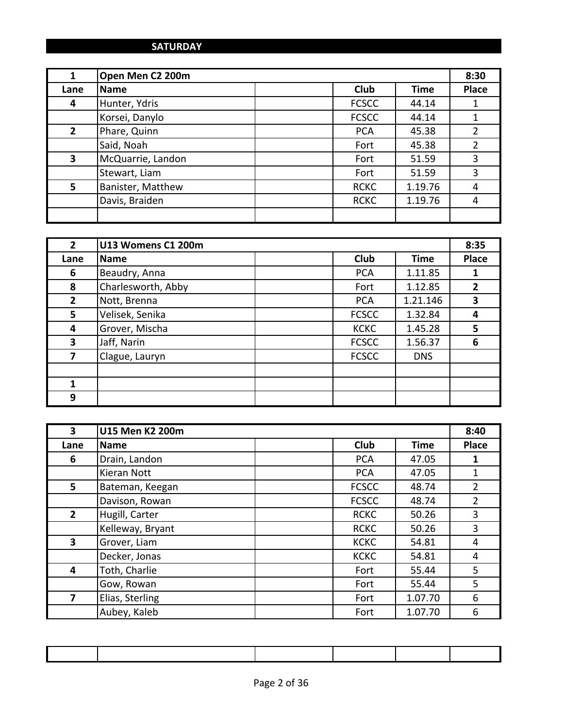## SATURDAY

| 1 | Open Men C2 200m | | | | 8:30 |
|---|---|---|---|---|---|
| Lane | Name | | Club | Time | Place |
| 4 | Hunter, Ydris | | FCSCC | 44.14 | 1 |
| | Korsei, Danylo | | FCSCC | 44.14 | 1 |
| 2 | Phare, Quinn | | PCA | 45.38 | 2 |
| | Said, Noah | | Fort | 45.38 | 2 |
| 3 | McQuarrie, Landon | | Fort | 51.59 | 3 |
| | Stewart, Liam | | Fort | 51.59 | 3 |
| 5 | Banister, Matthew | | RCKC | 1.19.76 | 4 |
| | Davis, Braiden | | RCKC | 1.19.76 | 4 |
| | | | | | |

| 2 | U13 Womens C1 200m | | | | 8:35 |
|---|---|---|---|---|---|
| Lane | Name | | Club | Time | Place |
| 6 | Beaudry, Anna | | PCA | 1.11.85 | **1** |
| 8 | Charlesworth, Abby | | Fort | 1.12.85 | **2** |
| 2 | Nott, Brenna | | PCA | 1.21.146 | **3** |
| 5 | Velisek, Senika | | FCSCC | 1.32.84 | **4** |
| 4 | Grover, Mischa | | KCKC | 1.45.28 | **5** |
| 3 | Jaff, Narin | | FCSCC | 1.56.37 | **6** |
| 7 | Clague, Lauryn | | FCSCC | DNS | |
| | | | | | |
| 1 | | | | | |
| 9 | | | | | |

| 3 | U15 Men K2 200m | | | | 8:40 |
|---|---|---|---|---|---|
| Lane | Name | | Club | Time | Place |
| 6 | Drain, Landon | | PCA | 47.05 | **1** |
| | Kieran Nott | | PCA | 47.05 | 1 |
| 5 | Bateman, Keegan | | FCSCC | 48.74 | 2 |
| | Davison, Rowan | | FCSCC | 48.74 | 2 |
| 2 | Hugill, Carter | | RCKC | 50.26 | 3 |
| | Kelleway, Bryant | | RCKC | 50.26 | 3 |
| 3 | Grover, Liam | | KCKC | 54.81 | 4 |
| | Decker, Jonas | | KCKC | 54.81 | 4 |
| 4 | Toth, Charlie | | Fort | 55.44 | 5 |
| | Gow, Rowan | | Fort | 55.44 | 5 |
| 7 | Elias, Sterling | | Fort | 1.07.70 | 6 |
| | Aubey, Kaleb | | Fort | 1.07.70 | 6 |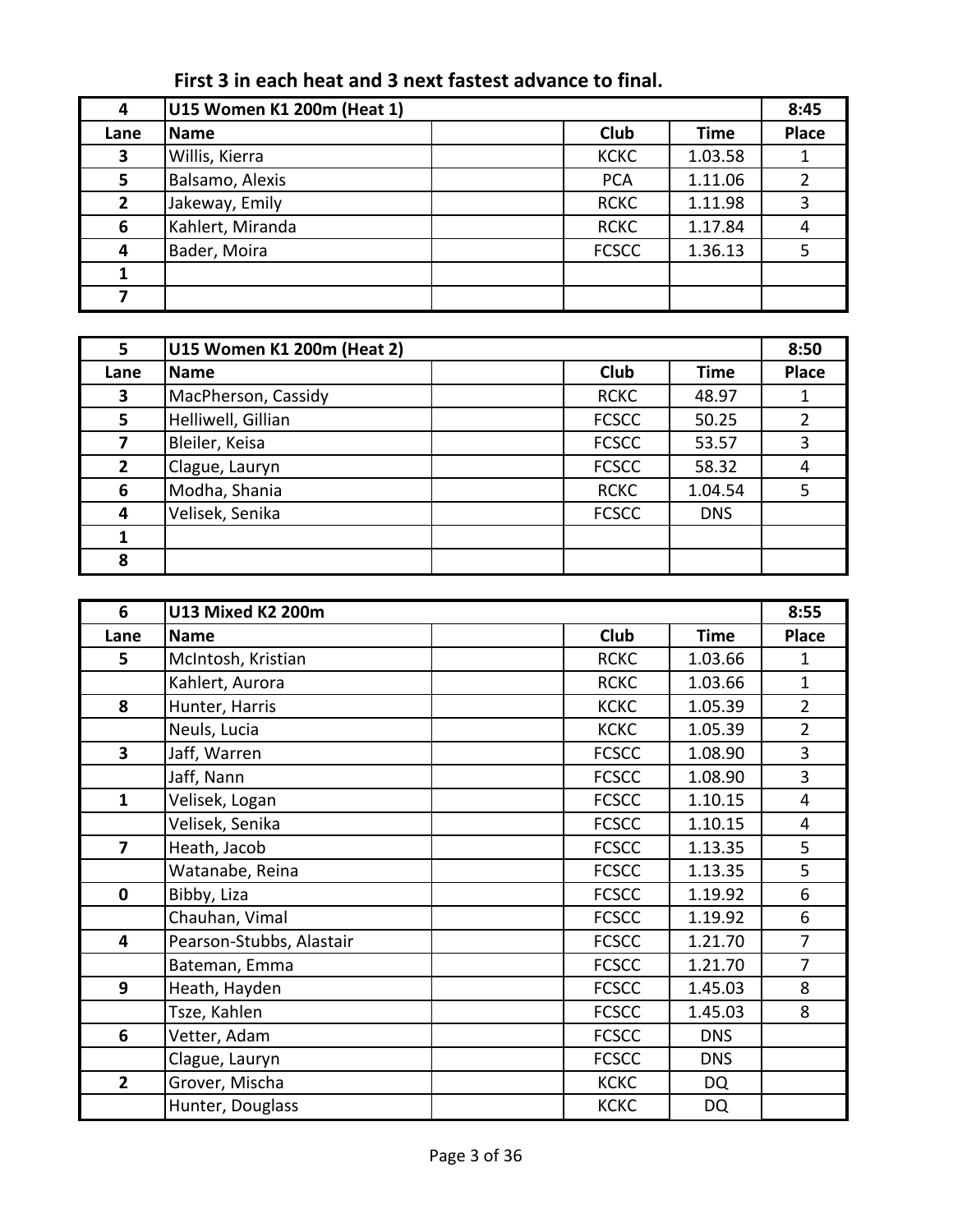**First 3 in each heat and 3 next fastest advance to final.**

| 4 | U15 Women K1 200m (Heat 1) | | | | 8:45 |
|---|---|---|---|---|---|
| Lane | Name | | Club | Time | Place |
| 3 | Willis, Kierra | | KCKC | 1.03.58 | 1 |
| 5 | Balsamo, Alexis | | PCA | 1.11.06 | 2 |
| 2 | Jakeway, Emily | | RCKC | 1.11.98 | 3 |
| 6 | Kahlert, Miranda | | RCKC | 1.17.84 | 4 |
| 4 | Bader, Moira | | FCSCC | 1.36.13 | 5 |
| 1 | | | | | |
| 7 | | | | | |

| 5 | U15 Women K1 200m (Heat 2) | | | | 8:50 |
|---|---|---|---|---|---|
| Lane | Name | | Club | Time | Place |
| 3 | MacPherson, Cassidy | | RCKC | 48.97 | 1 |
| 5 | Helliwell, Gillian | | FCSCC | 50.25 | 2 |
| 7 | Bleiler, Keisa | | FCSCC | 53.57 | 3 |
| 2 | Clague, Lauryn | | FCSCC | 58.32 | 4 |
| 6 | Modha, Shania | | RCKC | 1.04.54 | 5 |
| 4 | Velisek, Senika | | FCSCC | DNS | |
| 1 | | | | | |
| 8 | | | | | |

| 6 | U13 Mixed K2 200m | | | | 8:55 |
|---|---|---|---|---|---|
| Lane | Name | | Club | Time | Place |
| 5 | McIntosh, Kristian | | RCKC | 1.03.66 | 1 |
| | Kahlert, Aurora | | RCKC | 1.03.66 | 1 |
| 8 | Hunter, Harris | | KCKC | 1.05.39 | 2 |
| | Neuls, Lucia | | KCKC | 1.05.39 | 2 |
| 3 | Jaff, Warren | | FCSCC | 1.08.90 | 3 |
| | Jaff, Nann | | FCSCC | 1.08.90 | 3 |
| 1 | Velisek, Logan | | FCSCC | 1.10.15 | 4 |
| | Velisek, Senika | | FCSCC | 1.10.15 | 4 |
| 7 | Heath, Jacob | | FCSCC | 1.13.35 | 5 |
| | Watanabe, Reina | | FCSCC | 1.13.35 | 5 |
| 0 | Bibby, Liza | | FCSCC | 1.19.92 | 6 |
| | Chauhan, Vimal | | FCSCC | 1.19.92 | 6 |
| 4 | Pearson-Stubbs, Alastair | | FCSCC | 1.21.70 | 7 |
| | Bateman, Emma | | FCSCC | 1.21.70 | 7 |
| 9 | Heath, Hayden | | FCSCC | 1.45.03 | 8 |
| | Tsze, Kahlen | | FCSCC | 1.45.03 | 8 |
| 6 | Vetter, Adam | | FCSCC | DNS | |
| | Clague, Lauryn | | FCSCC | DNS | |
| 2 | Grover, Mischa | | KCKC | DQ | |
| | Hunter, Douglass | | KCKC | DQ | |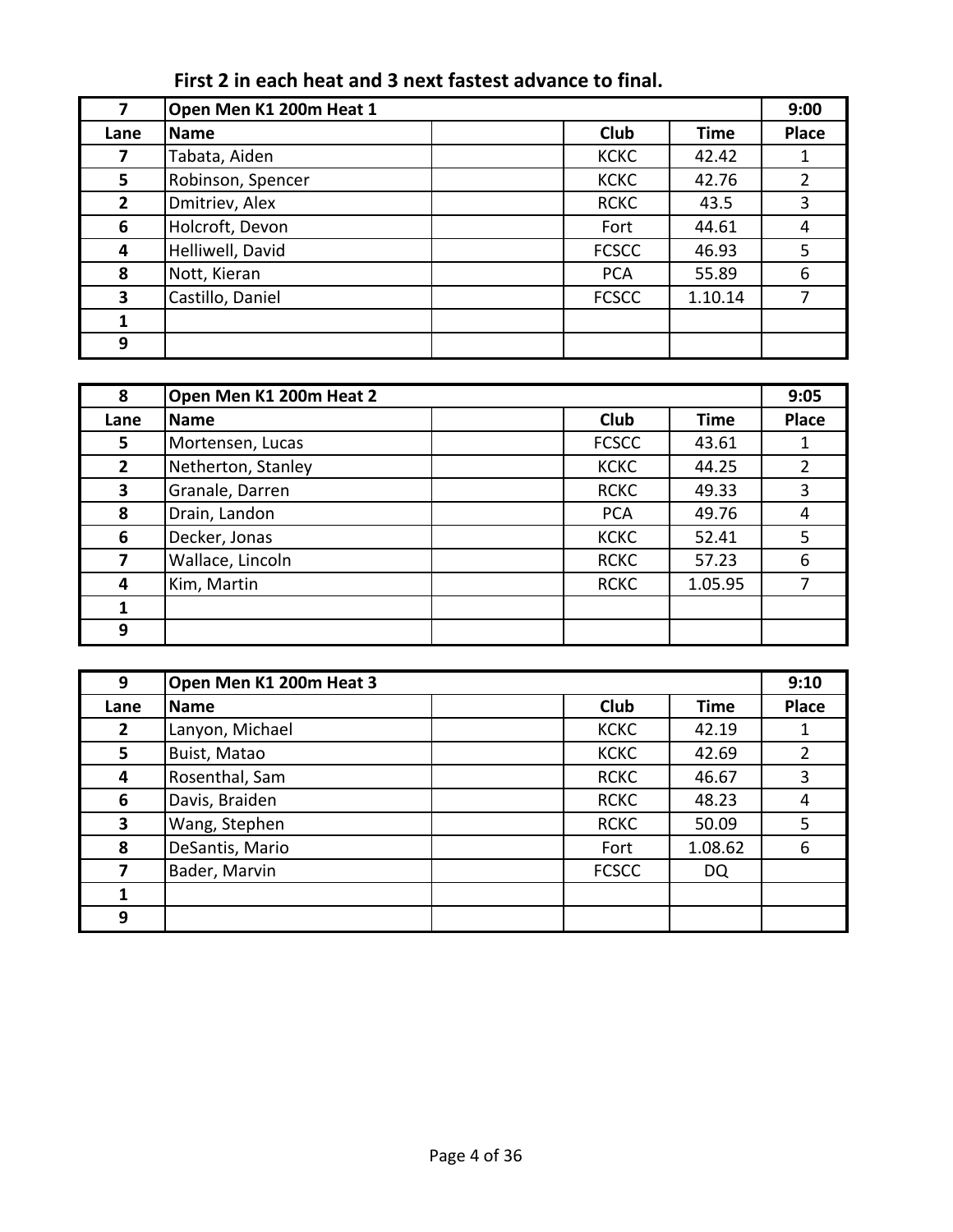**First 2 in each heat and 3 next fastest advance to final.**

| 7 | Open Men K1 200m Heat 1 | | | | 9:00 |
|---|---|---|---|---|---|
| **Lane** | **Name** | | **Club** | **Time** | **Place** |
| 7 | Tabata, Aiden | | KCKC | 42.42 | 1 |
| 5 | Robinson, Spencer | | KCKC | 42.76 | 2 |
| 2 | Dmitriev, Alex | | RCKC | 43.5 | 3 |
| 6 | Holcroft, Devon | | Fort | 44.61 | 4 |
| 4 | Helliwell, David | | FCSCC | 46.93 | 5 |
| 8 | Nott, Kieran | | PCA | 55.89 | 6 |
| 3 | Castillo, Daniel | | FCSCC | 1.10.14 | 7 |
| 1 | | | | | |
| 9 | | | | | |

| 8 | Open Men K1 200m Heat 2 | | | | 9:05 |
|---|---|---|---|---|---|
| **Lane** | **Name** | | **Club** | **Time** | **Place** |
| 5 | Mortensen, Lucas | | FCSCC | 43.61 | 1 |
| 2 | Netherton, Stanley | | KCKC | 44.25 | 2 |
| 3 | Granale, Darren | | RCKC | 49.33 | 3 |
| 8 | Drain, Landon | | PCA | 49.76 | 4 |
| 6 | Decker, Jonas | | KCKC | 52.41 | 5 |
| 7 | Wallace, Lincoln | | RCKC | 57.23 | 6 |
| 4 | Kim, Martin | | RCKC | 1.05.95 | 7 |
| 1 | | | | | |
| 9 | | | | | |

| 9 | Open Men K1 200m Heat 3 | | | | 9:10 |
|---|---|---|---|---|---|
| **Lane** | **Name** | | **Club** | **Time** | **Place** |
| 2 | Lanyon, Michael | | KCKC | 42.19 | 1 |
| 5 | Buist, Matao | | KCKC | 42.69 | 2 |
| 4 | Rosenthal, Sam | | RCKC | 46.67 | 3 |
| 6 | Davis, Braiden | | RCKC | 48.23 | 4 |
| 3 | Wang, Stephen | | RCKC | 50.09 | 5 |
| 8 | DeSantis, Mario | | Fort | 1.08.62 | 6 |
| 7 | Bader, Marvin | | FCSCC | DQ | |
| 1 | | | | | |
| 9 | | | | | |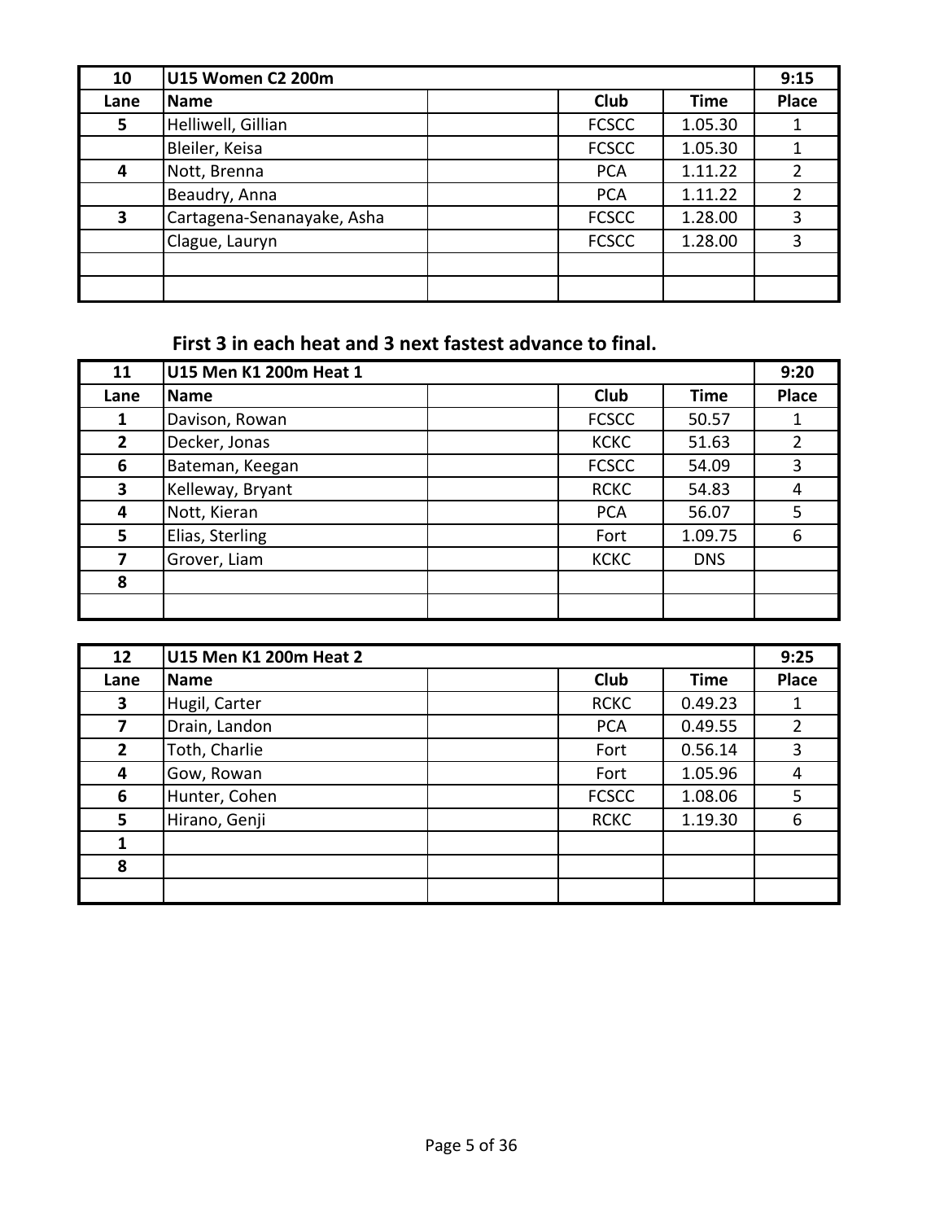| 10 | U15 Women C2 200m | | | | 9:15 |
|---|---|---|---|---|---|
| Lane | Name | | Club | Time | Place |
| 5 | Helliwell, Gillian | | FCSCC | 1.05.30 | 1 |
| | Bleiler, Keisa | | FCSCC | 1.05.30 | 1 |
| 4 | Nott, Brenna | | PCA | 1.11.22 | 2 |
| | Beaudry, Anna | | PCA | 1.11.22 | 2 |
| 3 | Cartagena-Senanayake, Asha | | FCSCC | 1.28.00 | 3 |
| | Clague, Lauryn | | FCSCC | 1.28.00 | 3 |
| | | | | | |
| | | | | | |

**First 3 in each heat and 3 next fastest advance to final.**

| 11 | U15 Men K1 200m Heat 1 | | | | 9:20 |
|---|---|---|---|---|---|
| Lane | Name | | Club | Time | Place |
| 1 | Davison, Rowan | | FCSCC | 50.57 | 1 |
| 2 | Decker, Jonas | | KCKC | 51.63 | 2 |
| 6 | Bateman, Keegan | | FCSCC | 54.09 | 3 |
| 3 | Kelleway, Bryant | | RCKC | 54.83 | 4 |
| 4 | Nott, Kieran | | PCA | 56.07 | 5 |
| 5 | Elias, Sterling | | Fort | 1.09.75 | 6 |
| 7 | Grover, Liam | | KCKC | DNS | |
| 8 | | | | | |
| | | | | | |

| 12 | U15 Men K1 200m Heat 2 | | | | 9:25 |
|---|---|---|---|---|---|
| Lane | Name | | Club | Time | Place |
| 3 | Hugil, Carter | | RCKC | 0.49.23 | 1 |
| 7 | Drain, Landon | | PCA | 0.49.55 | 2 |
| 2 | Toth, Charlie | | Fort | 0.56.14 | 3 |
| 4 | Gow, Rowan | | Fort | 1.05.96 | 4 |
| 6 | Hunter, Cohen | | FCSCC | 1.08.06 | 5 |
| 5 | Hirano, Genji | | RCKC | 1.19.30 | 6 |
| 1 | | | | | |
| 8 | | | | | |
| | | | | | |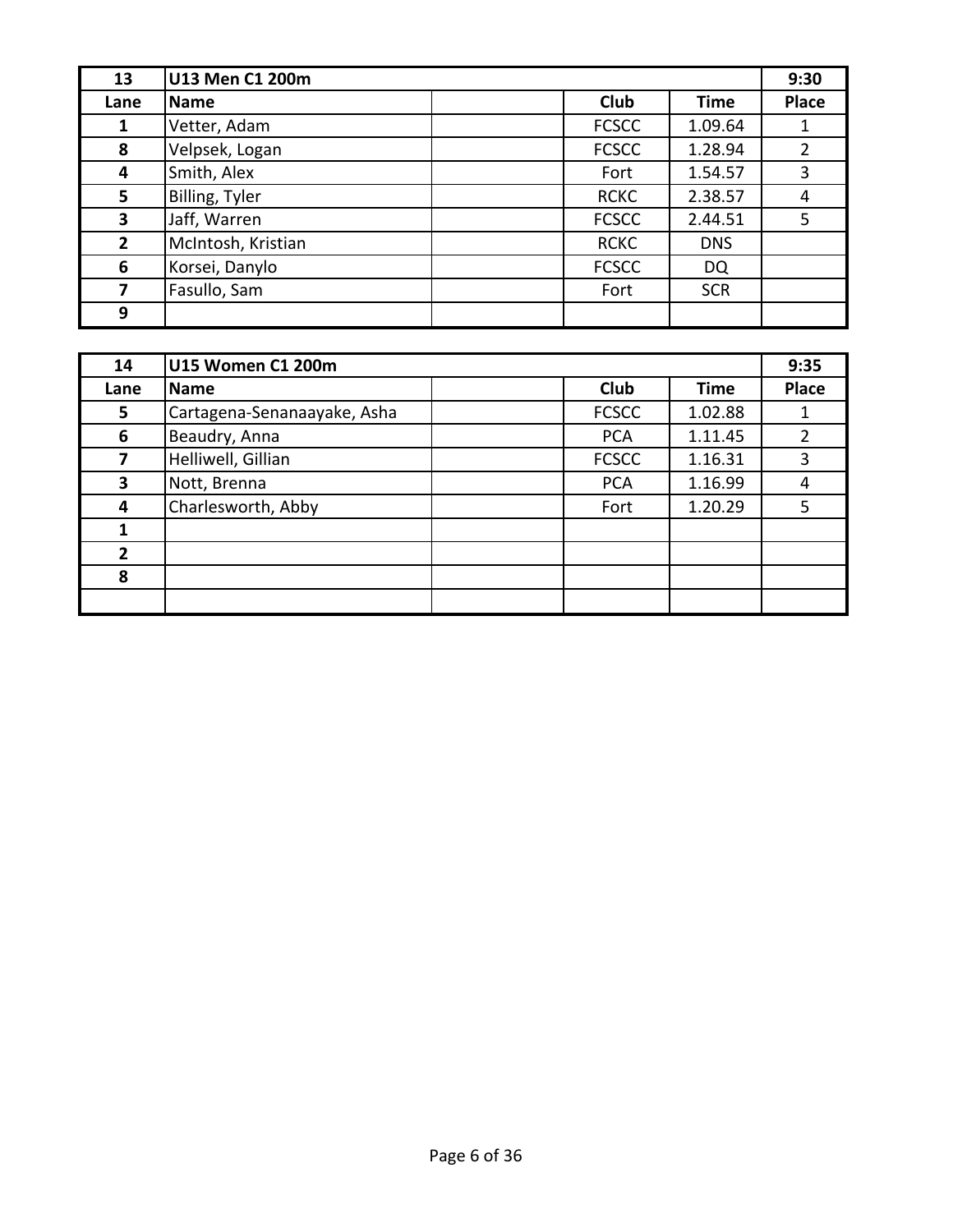| 13 | U13 Men C1 200m | | | | 9:30 |
|---|---|---|---|---|---|
| **Lane** | **Name** | | **Club** | **Time** | **Place** |
| 1 | Vetter, Adam | | FCSCC | 1.09.64 | 1 |
| 8 | Velpsek, Logan | | FCSCC | 1.28.94 | 2 |
| 4 | Smith, Alex | | Fort | 1.54.57 | 3 |
| 5 | Billing, Tyler | | RCKC | 2.38.57 | 4 |
| 3 | Jaff, Warren | | FCSCC | 2.44.51 | 5 |
| 2 | McIntosh, Kristian | | RCKC | DNS | |
| 6 | Korsei, Danylo | | FCSCC | DQ | |
| 7 | Fasullo, Sam | | Fort | SCR | |
| 9 | | | | | |

| 14 | U15 Women C1 200m | | | | 9:35 |
|---|---|---|---|---|---|
| **Lane** | **Name** | | **Club** | **Time** | **Place** |
| 5 | Cartagena-Senanaayake, Asha | | FCSCC | 1.02.88 | 1 |
| 6 | Beaudry, Anna | | PCA | 1.11.45 | 2 |
| 7 | Helliwell, Gillian | | FCSCC | 1.16.31 | 3 |
| 3 | Nott, Brenna | | PCA | 1.16.99 | 4 |
| 4 | Charlesworth, Abby | | Fort | 1.20.29 | 5 |
| 1 | | | | | |
| 2 | | | | | |
| 8 | | | | | |
| | | | | | |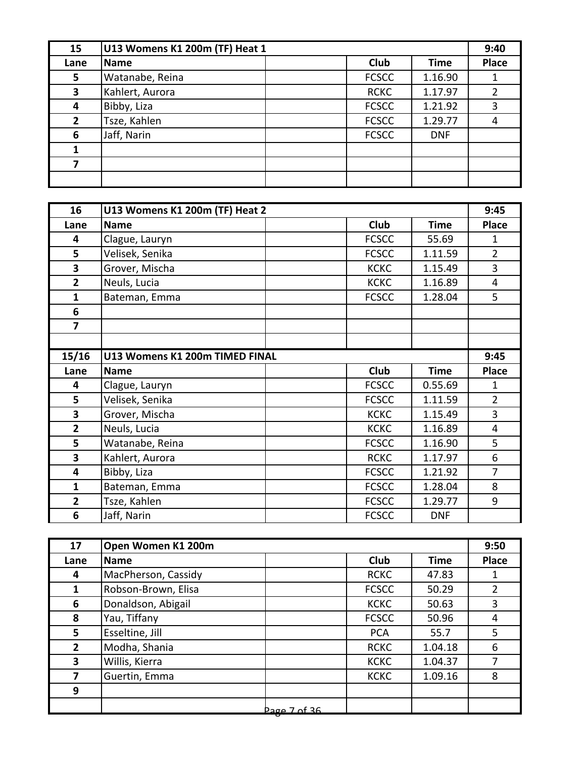| 15 | U13 Womens K1 200m (TF) Heat 1 | | | | 9:40 |
|---|---|---|---|---|---|
| Lane | Name | | Club | Time | Place |
| 5 | Watanabe, Reina | | FCSCC | 1.16.90 | 1 |
| 3 | Kahlert, Aurora | | RCKC | 1.17.97 | 2 |
| 4 | Bibby, Liza | | FCSCC | 1.21.92 | 3 |
| 2 | Tsze, Kahlen | | FCSCC | 1.29.77 | 4 |
| 6 | Jaff, Narin | | FCSCC | DNF | |
| 1 | | | | | |
| 7 | | | | | |
| | | | | | |

| 16 | U13 Womens K1 200m (TF) Heat 2 | | | | 9:45 |
|---|---|---|---|---|---|
| Lane | Name | | Club | Time | Place |
| 4 | Clague, Lauryn | | FCSCC | 55.69 | 1 |
| 5 | Velisek, Senika | | FCSCC | 1.11.59 | 2 |
| 3 | Grover, Mischa | | KCKC | 1.15.49 | 3 |
| 2 | Neuls, Lucia | | KCKC | 1.16.89 | 4 |
| 1 | Bateman, Emma | | FCSCC | 1.28.04 | 5 |
| 6 | | | | | |
| 7 | | | | | |
| | | | | | |
| **15/16** | **U13 Womens K1 200m TIMED FINAL** | | | | **9:45** |
| Lane | Name | | Club | Time | Place |
| 4 | Clague, Lauryn | | FCSCC | 0.55.69 | 1 |
| 5 | Velisek, Senika | | FCSCC | 1.11.59 | 2 |
| 3 | Grover, Mischa | | KCKC | 1.15.49 | 3 |
| 2 | Neuls, Lucia | | KCKC | 1.16.89 | 4 |
| 5 | Watanabe, Reina | | FCSCC | 1.16.90 | 5 |
| 3 | Kahlert, Aurora | | RCKC | 1.17.97 | 6 |
| 4 | Bibby, Liza | | FCSCC | 1.21.92 | 7 |
| 1 | Bateman, Emma | | FCSCC | 1.28.04 | 8 |
| 2 | Tsze, Kahlen | | FCSCC | 1.29.77 | 9 |
| 6 | Jaff, Narin | | FCSCC | DNF | |

| 17 | Open Women K1 200m | | | | 9:50 |
|---|---|---|---|---|---|
| Lane | Name | | Club | Time | Place |
| 4 | MacPherson, Cassidy | | RCKC | 47.83 | 1 |
| 1 | Robson-Brown, Elisa | | FCSCC | 50.29 | 2 |
| 6 | Donaldson, Abigail | | KCKC | 50.63 | 3 |
| 8 | Yau, Tiffany | | FCSCC | 50.96 | 4 |
| 5 | Esseltine, Jill | | PCA | 55.7 | 5 |
| 2 | Modha, Shania | | RCKC | 1.04.18 | 6 |
| 3 | Willis, Kierra | | KCKC | 1.04.37 | 7 |
| 7 | Guertin, Emma | | KCKC | 1.09.16 | 8 |
| 9 | | | | | |
| | | | | | |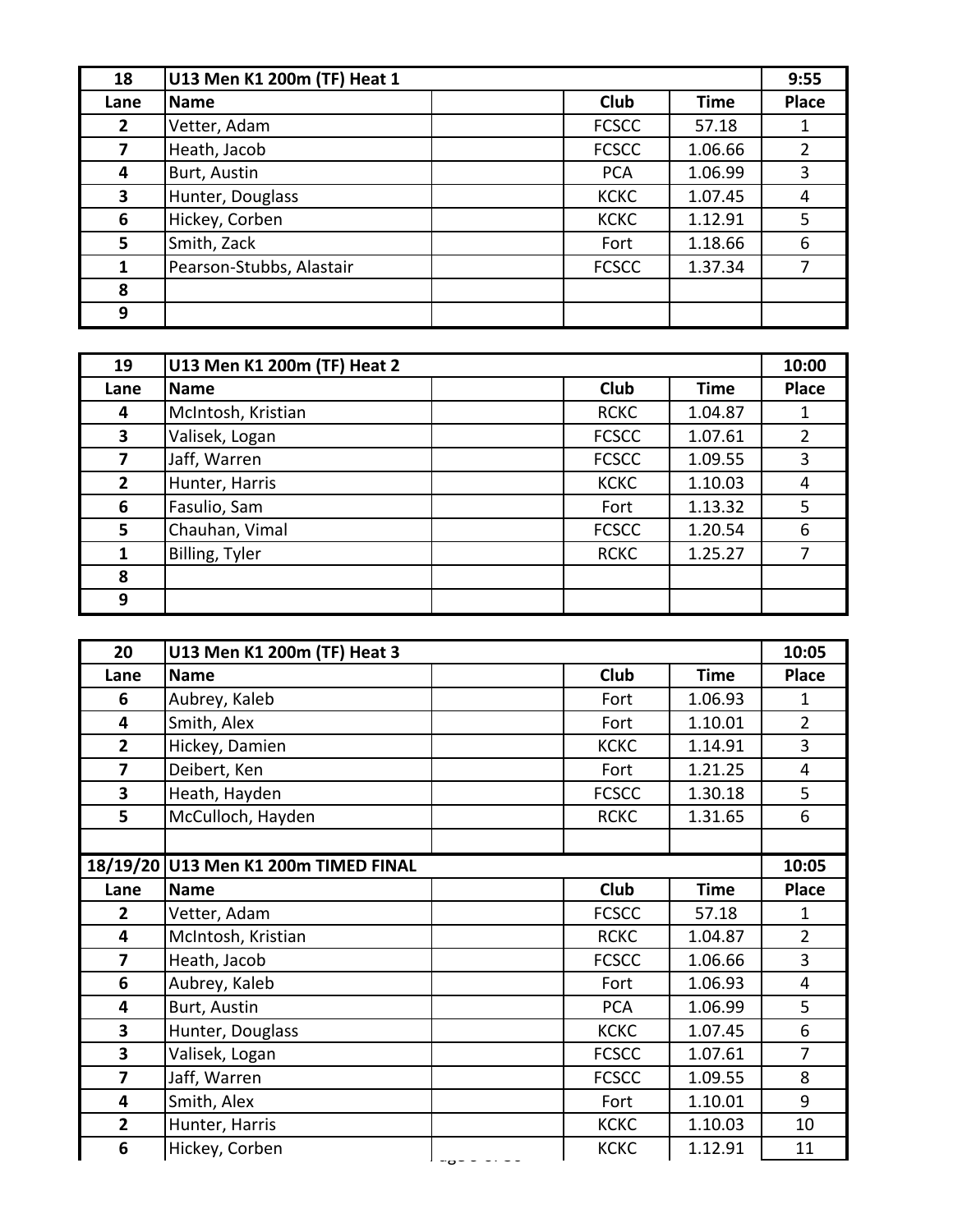| 18 | U13 Men K1 200m (TF) Heat 1 | | | | 9:55 |
|---|---|---|---|---|---|
| Lane | Name | | Club | Time | Place |
| 2 | Vetter, Adam | | FCSCC | 57.18 | 1 |
| 7 | Heath, Jacob | | FCSCC | 1.06.66 | 2 |
| 4 | Burt, Austin | | PCA | 1.06.99 | 3 |
| 3 | Hunter, Douglass | | KCKC | 1.07.45 | 4 |
| 6 | Hickey, Corben | | KCKC | 1.12.91 | 5 |
| 5 | Smith, Zack | | Fort | 1.18.66 | 6 |
| 1 | Pearson-Stubbs, Alastair | | FCSCC | 1.37.34 | 7 |
| 8 | | | | | |
| 9 | | | | | |

| 19 | U13 Men K1 200m (TF) Heat 2 | | | | 10:00 |
|---|---|---|---|---|---|
| Lane | Name | | Club | Time | Place |
| 4 | McIntosh, Kristian | | RCKC | 1.04.87 | 1 |
| 3 | Valisek, Logan | | FCSCC | 1.07.61 | 2 |
| 7 | Jaff, Warren | | FCSCC | 1.09.55 | 3 |
| 2 | Hunter, Harris | | KCKC | 1.10.03 | 4 |
| 6 | Fasulio, Sam | | Fort | 1.13.32 | 5 |
| 5 | Chauhan, Vimal | | FCSCC | 1.20.54 | 6 |
| 1 | Billing, Tyler | | RCKC | 1.25.27 | 7 |
| 8 | | | | | |
| 9 | | | | | |

| 20 | U13 Men K1 200m (TF) Heat 3 | | | | 10:05 |
|---|---|---|---|---|---|
| Lane | Name | | Club | Time | Place |
| 6 | Aubrey, Kaleb | | Fort | 1.06.93 | 1 |
| 4 | Smith, Alex | | Fort | 1.10.01 | 2 |
| 2 | Hickey, Damien | | KCKC | 1.14.91 | 3 |
| 7 | Deibert, Ken | | Fort | 1.21.25 | 4 |
| 3 | Heath, Hayden | | FCSCC | 1.30.18 | 5 |
| 5 | McCulloch, Hayden | | RCKC | 1.31.65 | 6 |

| 18/19/20 | U13 Men K1 200m TIMED FINAL | | | | 10:05 |
|---|---|---|---|---|---|
| Lane | Name | | Club | Time | Place |
| 2 | Vetter, Adam | | FCSCC | 57.18 | 1 |
| 4 | McIntosh, Kristian | | RCKC | 1.04.87 | 2 |
| 7 | Heath, Jacob | | FCSCC | 1.06.66 | 3 |
| 6 | Aubrey, Kaleb | | Fort | 1.06.93 | 4 |
| 4 | Burt, Austin | | PCA | 1.06.99 | 5 |
| 3 | Hunter, Douglass | | KCKC | 1.07.45 | 6 |
| 3 | Valisek, Logan | | FCSCC | 1.07.61 | 7 |
| 7 | Jaff, Warren | | FCSCC | 1.09.55 | 8 |
| 4 | Smith, Alex | | Fort | 1.10.01 | 9 |
| 2 | Hunter, Harris | | KCKC | 1.10.03 | 10 |
| 6 | Hickey, Corben | | KCKC | 1.12.91 | 11 |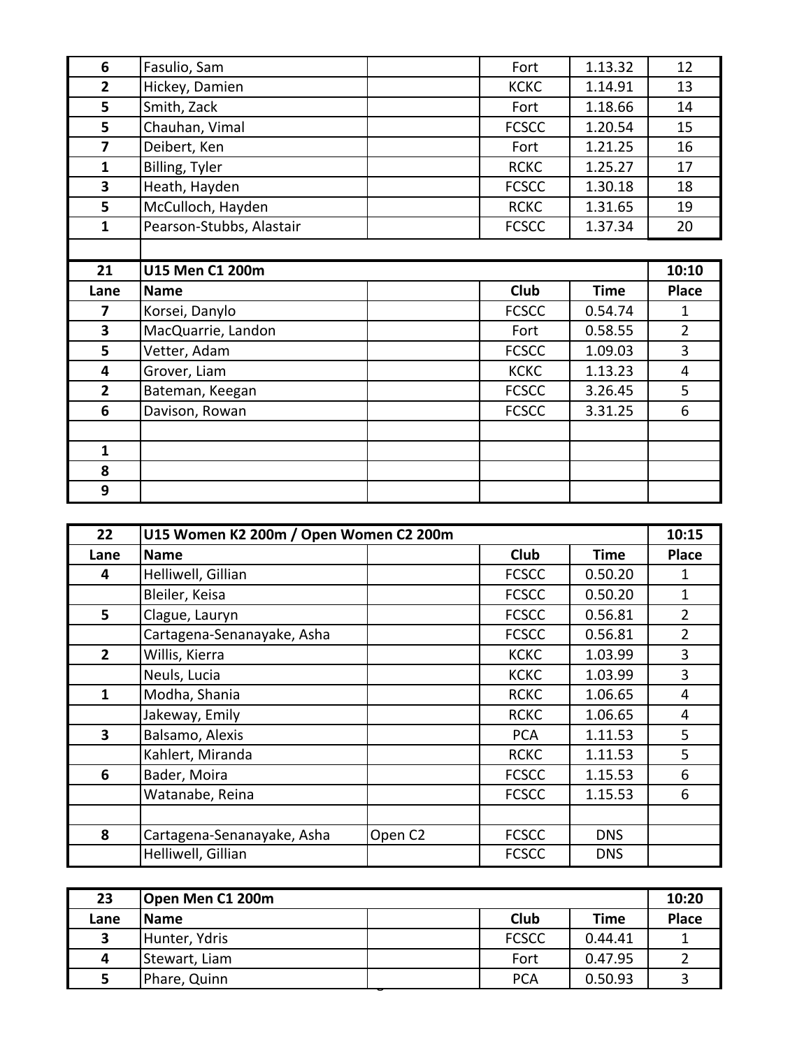| Lane | Name | | Club | Time | Place |
|---|---|---|---|---|---|
| 6 | Fasulio, Sam | | Fort | 1.13.32 | 12 |
| 2 | Hickey, Damien | | KCKC | 1.14.91 | 13 |
| 5 | Smith, Zack | | Fort | 1.18.66 | 14 |
| 5 | Chauhan, Vimal | | FCSCC | 1.20.54 | 15 |
| 7 | Deibert, Ken | | Fort | 1.21.25 | 16 |
| 1 | Billing, Tyler | | RCKC | 1.25.27 | 17 |
| 3 | Heath, Hayden | | FCSCC | 1.30.18 | 18 |
| 5 | McCulloch, Hayden | | RCKC | 1.31.65 | 19 |
| 1 | Pearson-Stubbs, Alastair | | FCSCC | 1.37.34 | 20 |

| 21 | U15 Men C1 200m | | | | 10:10 |
|---|---|---|---|---|---|
| Lane | Name | | Club | Time | Place |
| 7 | Korsei, Danylo | | FCSCC | 0.54.74 | 1 |
| 3 | MacQuarrie, Landon | | Fort | 0.58.55 | 2 |
| 5 | Vetter, Adam | | FCSCC | 1.09.03 | 3 |
| 4 | Grover, Liam | | KCKC | 1.13.23 | 4 |
| 2 | Bateman, Keegan | | FCSCC | 3.26.45 | 5 |
| 6 | Davison, Rowan | | FCSCC | 3.31.25 | 6 |
| | | | | | |
| 1 | | | | | |
| 8 | | | | | |
| 9 | | | | | |

| 22 | U15 Women K2 200m / Open Women C2 200m | | | | 10:15 |
|---|---|---|---|---|---|
| Lane | Name | | Club | Time | Place |
| 4 | Helliwell, Gillian | | FCSCC | 0.50.20 | 1 |
| | Bleiler, Keisa | | FCSCC | 0.50.20 | 1 |
| 5 | Clague, Lauryn | | FCSCC | 0.56.81 | 2 |
| | Cartagena-Senanayake, Asha | | FCSCC | 0.56.81 | 2 |
| 2 | Willis, Kierra | | KCKC | 1.03.99 | 3 |
| | Neuls, Lucia | | KCKC | 1.03.99 | 3 |
| 1 | Modha, Shania | | RCKC | 1.06.65 | 4 |
| | Jakeway, Emily | | RCKC | 1.06.65 | 4 |
| 3 | Balsamo, Alexis | | PCA | 1.11.53 | 5 |
| | Kahlert, Miranda | | RCKC | 1.11.53 | 5 |
| 6 | Bader, Moira | | FCSCC | 1.15.53 | 6 |
| | Watanabe, Reina | | FCSCC | 1.15.53 | 6 |
| | | | | | |
| 8 | Cartagena-Senanayake, Asha | Open C2 | FCSCC | DNS | |
| | Helliwell, Gillian | | FCSCC | DNS | |

| 23 | Open Men C1 200m | | | | 10:20 |
|---|---|---|---|---|---|
| Lane | Name | | Club | Time | Place |
| 3 | Hunter, Ydris | | FCSCC | 0.44.41 | 1 |
| 4 | Stewart, Liam | | Fort | 0.47.95 | 2 |
| 5 | Phare, Quinn | | PCA | 0.50.93 | 3 |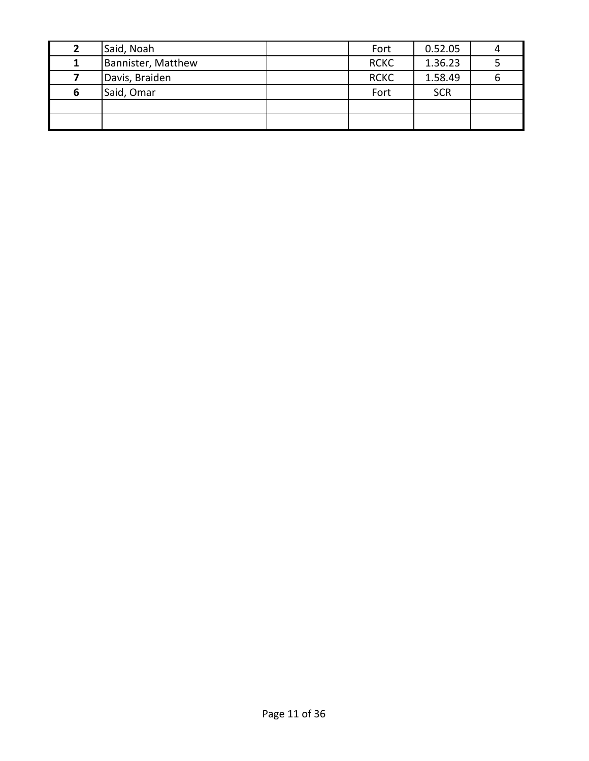| | | | | | |
|---|---|---|---|---|---|
| **2** | Said, Noah | | Fort | 0.52.05 | 4 |
| **1** | Bannister, Matthew | | RCKC | 1.36.23 | 5 |
| **7** | Davis, Braiden | | RCKC | 1.58.49 | 6 |
| **6** | Said, Omar | | Fort | SCR | |
| | | | | | |
| | | | | | |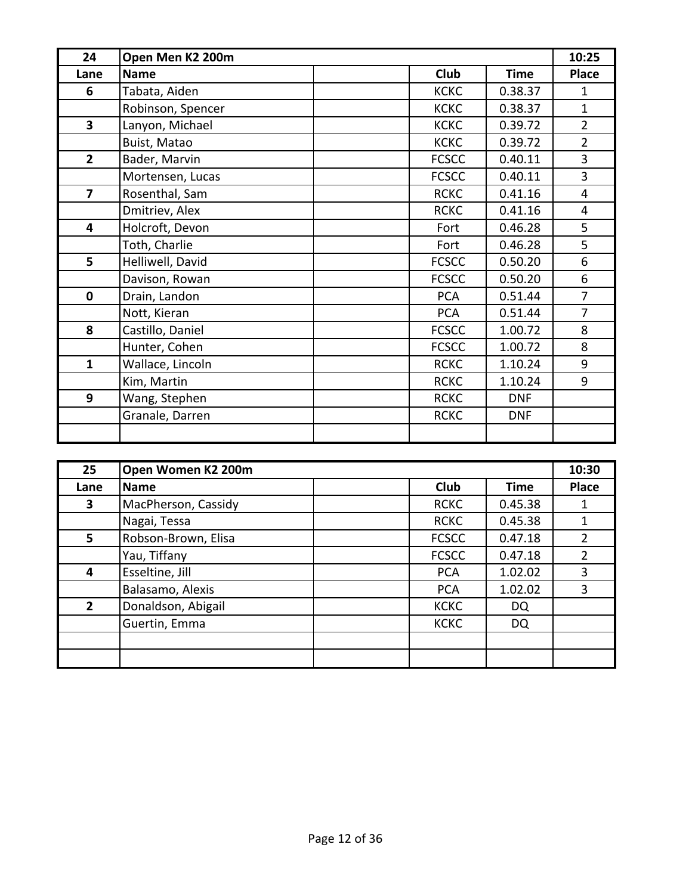| 24 | Open Men K2 200m | | | | 10:25 |
|---|---|---|---|---|---|
| Lane | Name | | Club | Time | Place |
| 6 | Tabata, Aiden | | KCKC | 0.38.37 | 1 |
| | Robinson, Spencer | | KCKC | 0.38.37 | 1 |
| 3 | Lanyon, Michael | | KCKC | 0.39.72 | 2 |
| | Buist, Matao | | KCKC | 0.39.72 | 2 |
| 2 | Bader, Marvin | | FCSCC | 0.40.11 | 3 |
| | Mortensen, Lucas | | FCSCC | 0.40.11 | 3 |
| 7 | Rosenthal, Sam | | RCKC | 0.41.16 | 4 |
| | Dmitriev, Alex | | RCKC | 0.41.16 | 4 |
| 4 | Holcroft, Devon | | Fort | 0.46.28 | 5 |
| | Toth, Charlie | | Fort | 0.46.28 | 5 |
| 5 | Helliwell, David | | FCSCC | 0.50.20 | 6 |
| | Davison, Rowan | | FCSCC | 0.50.20 | 6 |
| 0 | Drain, Landon | | PCA | 0.51.44 | 7 |
| | Nott, Kieran | | PCA | 0.51.44 | 7 |
| 8 | Castillo, Daniel | | FCSCC | 1.00.72 | 8 |
| | Hunter, Cohen | | FCSCC | 1.00.72 | 8 |
| 1 | Wallace, Lincoln | | RCKC | 1.10.24 | 9 |
| | Kim, Martin | | RCKC | 1.10.24 | 9 |
| 9 | Wang, Stephen | | RCKC | DNF | |
| | Granale, Darren | | RCKC | DNF | |
| | | | | | |

| 25 | Open Women K2 200m | | | | 10:30 |
|---|---|---|---|---|---|
| Lane | Name | | Club | Time | Place |
| 3 | MacPherson, Cassidy | | RCKC | 0.45.38 | 1 |
| | Nagai, Tessa | | RCKC | 0.45.38 | 1 |
| 5 | Robson-Brown, Elisa | | FCSCC | 0.47.18 | 2 |
| | Yau, Tiffany | | FCSCC | 0.47.18 | 2 |
| 4 | Esseltine, Jill | | PCA | 1.02.02 | 3 |
| | Balasamo, Alexis | | PCA | 1.02.02 | 3 |
| 2 | Donaldson, Abigail | | KCKC | DQ | |
| | Guertin, Emma | | KCKC | DQ | |
| | | | | | |
| | | | | | |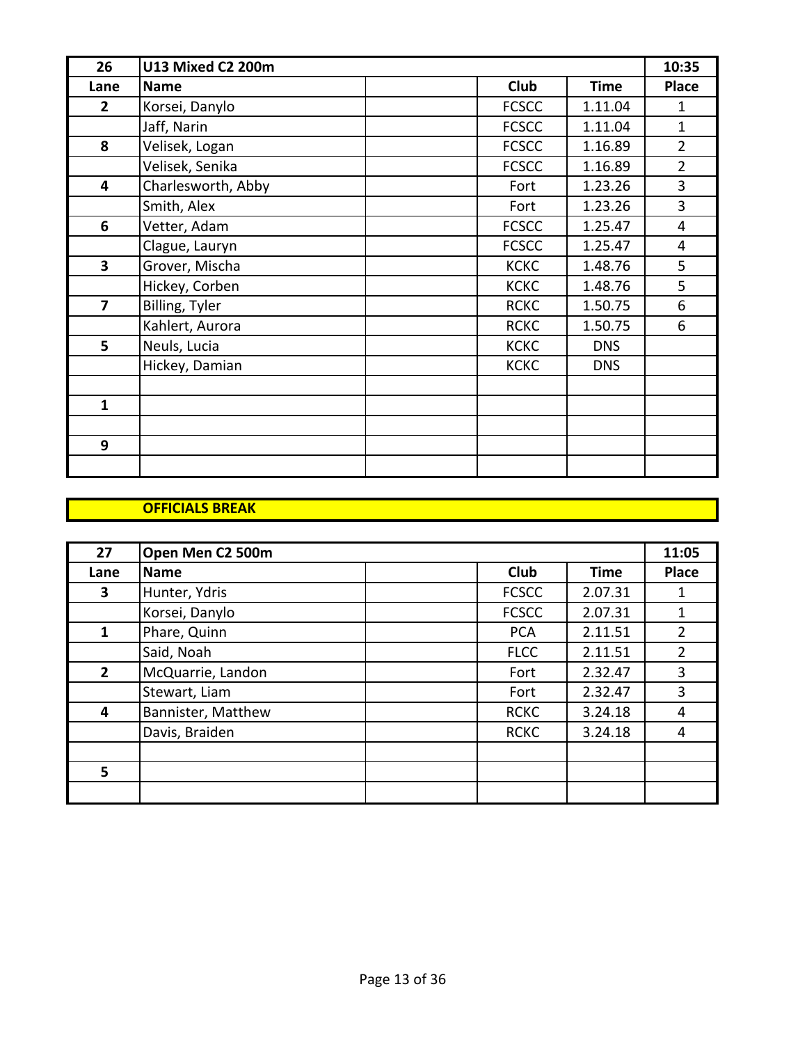| 26 | U13 Mixed C2 200m | | | | 10:35 |
|---|---|---|---|---|---|
| **Lane** | **Name** | | **Club** | **Time** | **Place** |
| **2** | Korsei, Danylo | | FCSCC | 1.11.04 | 1 |
| | Jaff, Narin | | FCSCC | 1.11.04 | 1 |
| **8** | Velisek, Logan | | FCSCC | 1.16.89 | 2 |
| | Velisek, Senika | | FCSCC | 1.16.89 | 2 |
| **4** | Charlesworth, Abby | | Fort | 1.23.26 | 3 |
| | Smith, Alex | | Fort | 1.23.26 | 3 |
| **6** | Vetter, Adam | | FCSCC | 1.25.47 | 4 |
| | Clague, Lauryn | | FCSCC | 1.25.47 | 4 |
| **3** | Grover, Mischa | | KCKC | 1.48.76 | 5 |
| | Hickey, Corben | | KCKC | 1.48.76 | 5 |
| **7** | Billing, Tyler | | RCKC | 1.50.75 | 6 |
| | Kahlert, Aurora | | RCKC | 1.50.75 | 6 |
| **5** | Neuls, Lucia | | KCKC | DNS | |
| | Hickey, Damian | | KCKC | DNS | |
| | | | | | |
| **1** | | | | | |
| | | | | | |
| **9** | | | | | |
| | | | | | |

**OFFICIALS BREAK**

| 27 | Open Men C2 500m | | | | 11:05 |
|---|---|---|---|---|---|
| **Lane** | **Name** | | **Club** | **Time** | **Place** |
| **3** | Hunter, Ydris | | FCSCC | 2.07.31 | 1 |
| | Korsei, Danylo | | FCSCC | 2.07.31 | 1 |
| **1** | Phare, Quinn | | PCA | 2.11.51 | 2 |
| | Said, Noah | | FLCC | 2.11.51 | 2 |
| **2** | McQuarrie, Landon | | Fort | 2.32.47 | 3 |
| | Stewart, Liam | | Fort | 2.32.47 | 3 |
| **4** | Bannister, Matthew | | RCKC | 3.24.18 | 4 |
| | Davis, Braiden | | RCKC | 3.24.18 | 4 |
| | | | | | |
| **5** | | | | | |
| | | | | | |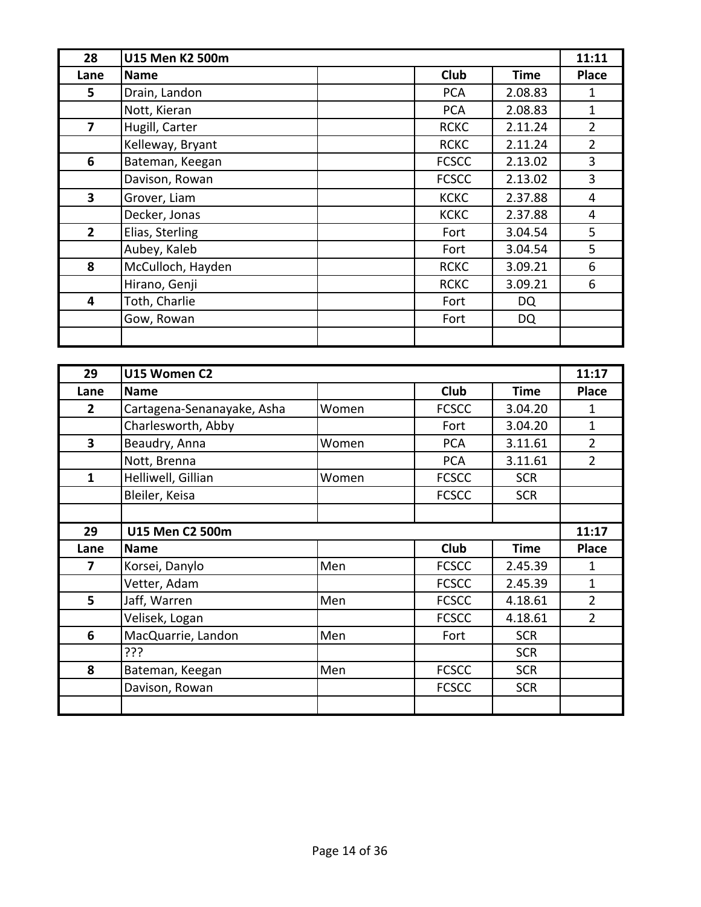| 28 | U15 Men K2 500m | | | | 11:11 |
|---|---|---|---|---|---|
| Lane | Name | | Club | Time | Place |
| 5 | Drain, Landon | | PCA | 2.08.83 | 1 |
| | Nott, Kieran | | PCA | 2.08.83 | 1 |
| 7 | Hugill, Carter | | RCKC | 2.11.24 | 2 |
| | Kelleway, Bryant | | RCKC | 2.11.24 | 2 |
| 6 | Bateman, Keegan | | FCSCC | 2.13.02 | 3 |
| | Davison, Rowan | | FCSCC | 2.13.02 | 3 |
| 3 | Grover, Liam | | KCKC | 2.37.88 | 4 |
| | Decker, Jonas | | KCKC | 2.37.88 | 4 |
| 2 | Elias, Sterling | | Fort | 3.04.54 | 5 |
| | Aubey, Kaleb | | Fort | 3.04.54 | 5 |
| 8 | McCulloch, Hayden | | RCKC | 3.09.21 | 6 |
| | Hirano, Genji | | RCKC | 3.09.21 | 6 |
| 4 | Toth, Charlie | | Fort | DQ | |
| | Gow, Rowan | | Fort | DQ | |
| | | | | | |

| 29 | U15 Women C2 | | | | 11:17 |
|---|---|---|---|---|---|
| Lane | Name | | Club | Time | Place |
| 2 | Cartagena-Senanayake, Asha | Women | FCSCC | 3.04.20 | 1 |
| | Charlesworth, Abby | | Fort | 3.04.20 | 1 |
| 3 | Beaudry, Anna | Women | PCA | 3.11.61 | 2 |
| | Nott, Brenna | | PCA | 3.11.61 | 2 |
| 1 | Helliwell, Gillian | Women | FCSCC | SCR | |
| | Bleiler, Keisa | | FCSCC | SCR | |
| | | | | | |
| 29 | U15 Men C2 500m | | | | 11:17 |
| Lane | Name | | Club | Time | Place |
| 7 | Korsei, Danylo | Men | FCSCC | 2.45.39 | 1 |
| | Vetter, Adam | | FCSCC | 2.45.39 | 1 |
| 5 | Jaff, Warren | Men | FCSCC | 4.18.61 | 2 |
| | Velisek, Logan | | FCSCC | 4.18.61 | 2 |
| 6 | MacQuarrie, Landon | Men | Fort | SCR | |
| | ??? | | | SCR | |
| 8 | Bateman, Keegan | Men | FCSCC | SCR | |
| | Davison, Rowan | | FCSCC | SCR | |
| | | | | | |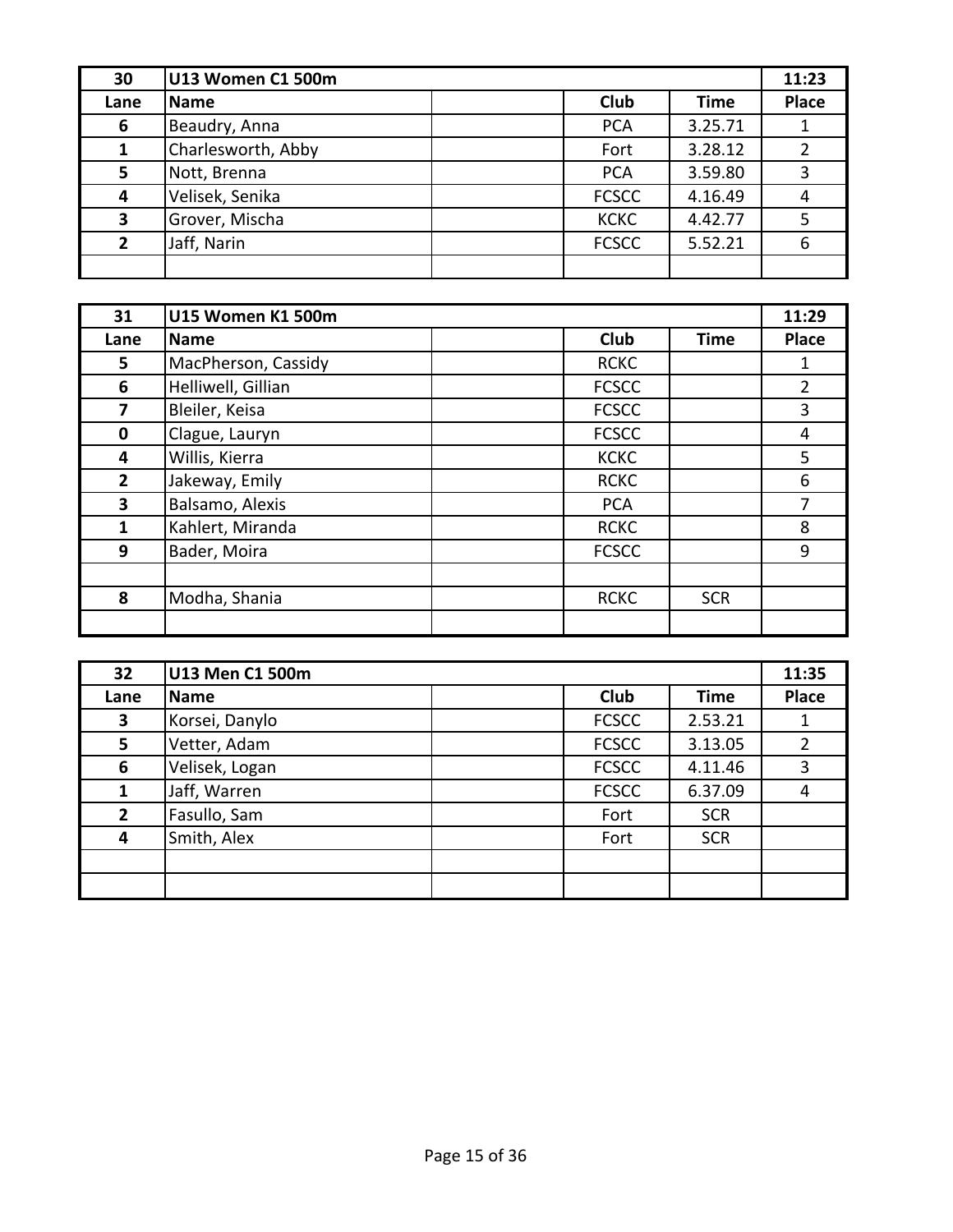| 30 | U13 Women C1 500m | | | | 11:23 |
|---|---|---|---|---|---|
| Lane | Name | | Club | Time | Place |
| 6 | Beaudry, Anna | | PCA | 3.25.71 | 1 |
| 1 | Charlesworth, Abby | | Fort | 3.28.12 | 2 |
| 5 | Nott, Brenna | | PCA | 3.59.80 | 3 |
| 4 | Velisek, Senika | | FCSCC | 4.16.49 | 4 |
| 3 | Grover, Mischa | | KCKC | 4.42.77 | 5 |
| 2 | Jaff, Narin | | FCSCC | 5.52.21 | 6 |
| | | | | | |

| 31 | U15 Women K1 500m | | | | 11:29 |
|---|---|---|---|---|---|
| Lane | Name | | Club | Time | Place |
| 5 | MacPherson, Cassidy | | RCKC | | 1 |
| 6 | Helliwell, Gillian | | FCSCC | | 2 |
| 7 | Bleiler, Keisa | | FCSCC | | 3 |
| 0 | Clague, Lauryn | | FCSCC | | 4 |
| 4 | Willis, Kierra | | KCKC | | 5 |
| 2 | Jakeway, Emily | | RCKC | | 6 |
| 3 | Balsamo, Alexis | | PCA | | 7 |
| 1 | Kahlert, Miranda | | RCKC | | 8 |
| 9 | Bader, Moira | | FCSCC | | 9 |
| | | | | | |
| 8 | Modha, Shania | | RCKC | SCR | |
| | | | | | |

| 32 | U13 Men C1 500m | | | | 11:35 |
|---|---|---|---|---|---|
| Lane | Name | | Club | Time | Place |
| 3 | Korsei, Danylo | | FCSCC | 2.53.21 | 1 |
| 5 | Vetter, Adam | | FCSCC | 3.13.05 | 2 |
| 6 | Velisek, Logan | | FCSCC | 4.11.46 | 3 |
| 1 | Jaff, Warren | | FCSCC | 6.37.09 | 4 |
| 2 | Fasullo, Sam | | Fort | SCR | |
| 4 | Smith, Alex | | Fort | SCR | |
| | | | | | |
| | | | | | |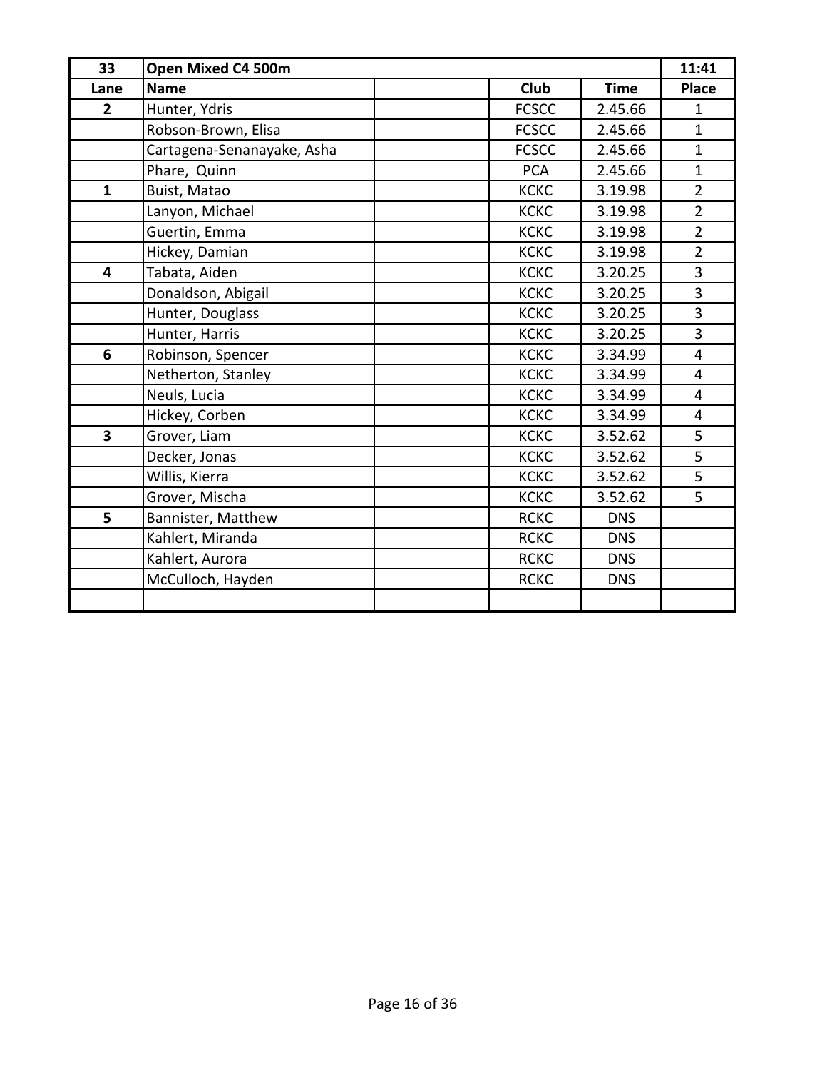| 33 | Open Mixed C4 500m | | | | 11:41 |
|---|---|---|---|---|---|
| **Lane** | **Name** | | **Club** | **Time** | **Place** |
| **2** | Hunter, Ydris | | FCSCC | 2.45.66 | 1 |
| | Robson-Brown, Elisa | | FCSCC | 2.45.66 | 1 |
| | Cartagena-Senanayake, Asha | | FCSCC | 2.45.66 | 1 |
| | Phare,  Quinn | | PCA | 2.45.66 | 1 |
| **1** | Buist, Matao | | KCKC | 3.19.98 | 2 |
| | Lanyon, Michael | | KCKC | 3.19.98 | 2 |
| | Guertin, Emma | | KCKC | 3.19.98 | 2 |
| | Hickey, Damian | | KCKC | 3.19.98 | 2 |
| **4** | Tabata, Aiden | | KCKC | 3.20.25 | 3 |
| | Donaldson, Abigail | | KCKC | 3.20.25 | 3 |
| | Hunter, Douglass | | KCKC | 3.20.25 | 3 |
| | Hunter, Harris | | KCKC | 3.20.25 | 3 |
| **6** | Robinson, Spencer | | KCKC | 3.34.99 | 4 |
| | Netherton, Stanley | | KCKC | 3.34.99 | 4 |
| | Neuls, Lucia | | KCKC | 3.34.99 | 4 |
| | Hickey, Corben | | KCKC | 3.34.99 | 4 |
| **3** | Grover, Liam | | KCKC | 3.52.62 | 5 |
| | Decker, Jonas | | KCKC | 3.52.62 | 5 |
| | Willis, Kierra | | KCKC | 3.52.62 | 5 |
| | Grover, Mischa | | KCKC | 3.52.62 | 5 |
| **5** | Bannister, Matthew | | RCKC | DNS | |
| | Kahlert, Miranda | | RCKC | DNS | |
| | Kahlert, Aurora | | RCKC | DNS | |
| | McCulloch, Hayden | | RCKC | DNS | |
| | | | | | |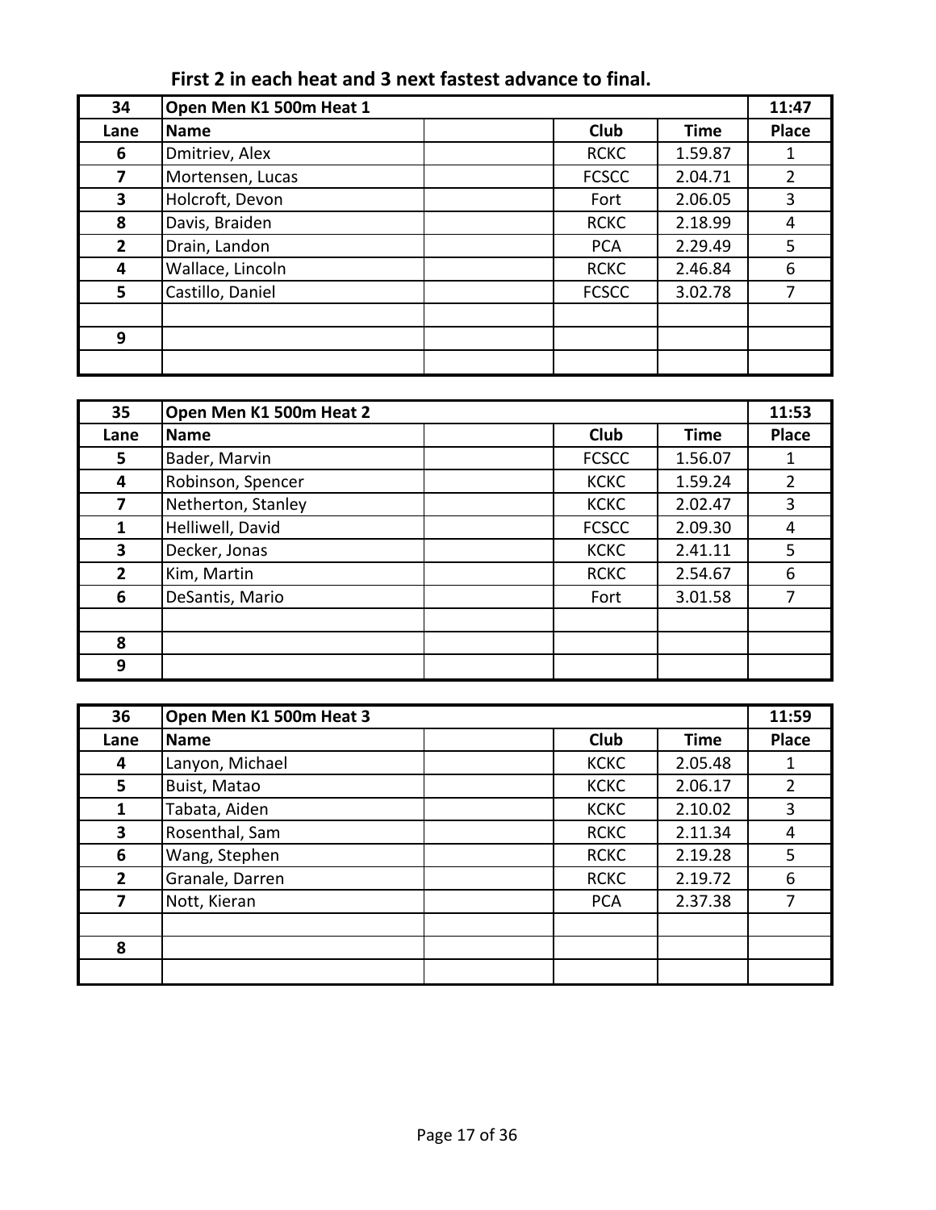**First 2 in each heat and 3 next fastest advance to final.**

| 34 | Open Men K1 500m Heat 1 | | | | 11:47 |
|---|---|---|---|---|---|
| Lane | Name | | Club | Time | Place |
| 6 | Dmitriev, Alex | | RCKC | 1.59.87 | 1 |
| 7 | Mortensen, Lucas | | FCSCC | 2.04.71 | 2 |
| 3 | Holcroft, Devon | | Fort | 2.06.05 | 3 |
| 8 | Davis, Braiden | | RCKC | 2.18.99 | 4 |
| 2 | Drain, Landon | | PCA | 2.29.49 | 5 |
| 4 | Wallace, Lincoln | | RCKC | 2.46.84 | 6 |
| 5 | Castillo, Daniel | | FCSCC | 3.02.78 | 7 |
| | | | | | |
| 9 | | | | | |
| | | | | | |

| 35 | Open Men K1 500m Heat 2 | | | | 11:53 |
|---|---|---|---|---|---|
| Lane | Name | | Club | Time | Place |
| 5 | Bader, Marvin | | FCSCC | 1.56.07 | 1 |
| 4 | Robinson, Spencer | | KCKC | 1.59.24 | 2 |
| 7 | Netherton, Stanley | | KCKC | 2.02.47 | 3 |
| 1 | Helliwell, David | | FCSCC | 2.09.30 | 4 |
| 3 | Decker, Jonas | | KCKC | 2.41.11 | 5 |
| 2 | Kim, Martin | | RCKC | 2.54.67 | 6 |
| 6 | DeSantis, Mario | | Fort | 3.01.58 | 7 |
| | | | | | |
| 8 | | | | | |
| 9 | | | | | |

| 36 | Open Men K1 500m Heat 3 | | | | 11:59 |
|---|---|---|---|---|---|
| Lane | Name | | Club | Time | Place |
| 4 | Lanyon, Michael | | KCKC | 2.05.48 | 1 |
| 5 | Buist, Matao | | KCKC | 2.06.17 | 2 |
| 1 | Tabata, Aiden | | KCKC | 2.10.02 | 3 |
| 3 | Rosenthal, Sam | | RCKC | 2.11.34 | 4 |
| 6 | Wang, Stephen | | RCKC | 2.19.28 | 5 |
| 2 | Granale, Darren | | RCKC | 2.19.72 | 6 |
| 7 | Nott, Kieran | | PCA | 2.37.38 | 7 |
| | | | | | |
| 8 | | | | | |
| | | | | | |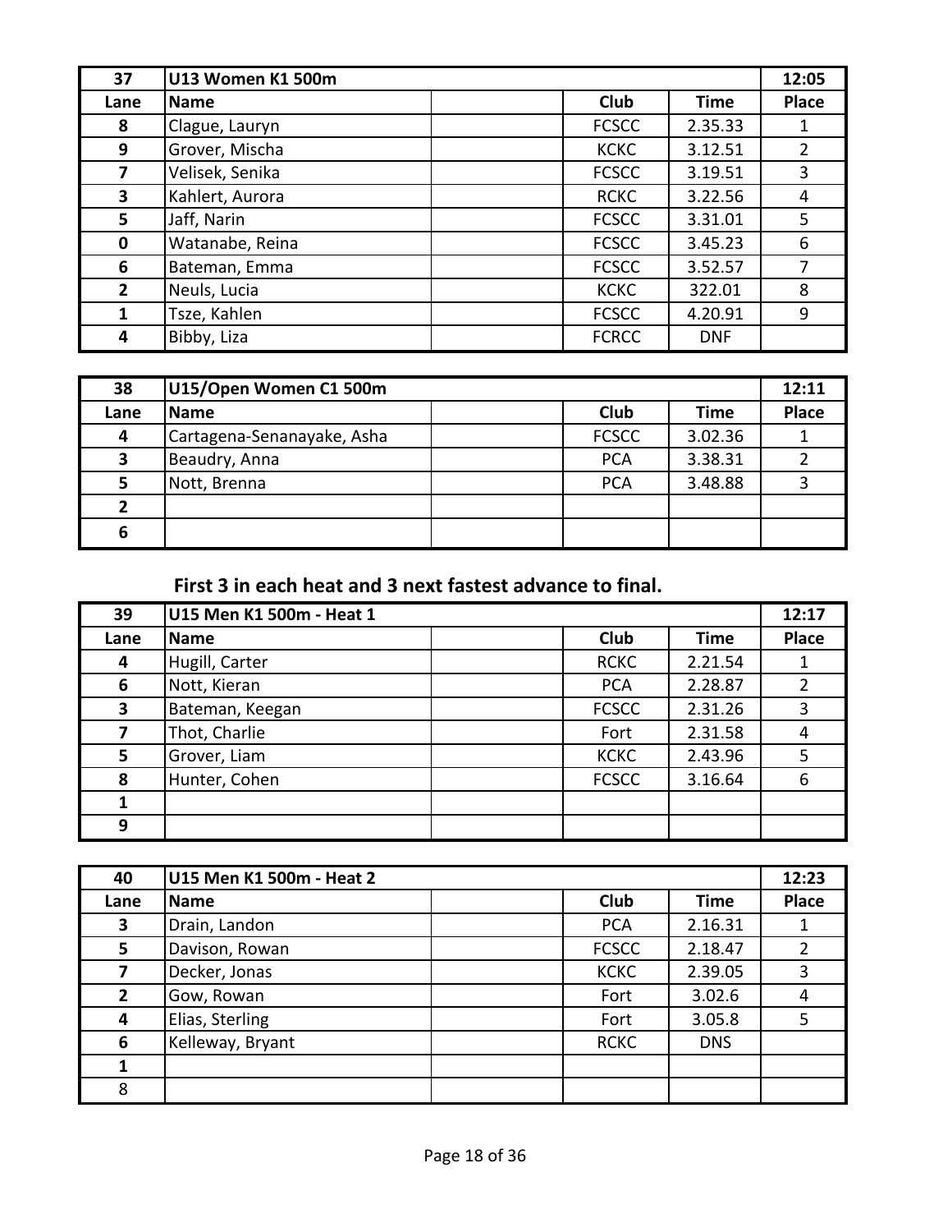| 37 | U13 Women K1 500m | | | | 12:05 |
|---|---|---|---|---|---|
| **Lane** | **Name** | | **Club** | **Time** | **Place** |
| 8 | Clague, Lauryn | | FCSCC | 2.35.33 | 1 |
| 9 | Grover, Mischa | | KCKC | 3.12.51 | 2 |
| 7 | Velisek, Senika | | FCSCC | 3.19.51 | 3 |
| 3 | Kahlert, Aurora | | RCKC | 3.22.56 | 4 |
| 5 | Jaff, Narin | | FCSCC | 3.31.01 | 5 |
| 0 | Watanabe, Reina | | FCSCC | 3.45.23 | 6 |
| 6 | Bateman, Emma | | FCSCC | 3.52.57 | 7 |
| 2 | Neuls, Lucia | | KCKC | 322.01 | 8 |
| 1 | Tsze, Kahlen | | FCSCC | 4.20.91 | 9 |
| 4 | Bibby, Liza | | FCRCC | DNF | |

| 38 | U15/Open Women C1 500m | | | | 12:11 |
|---|---|---|---|---|---|
| **Lane** | **Name** | | **Club** | **Time** | **Place** |
| 4 | Cartagena-Senanayake, Asha | | FCSCC | 3.02.36 | 1 |
| 3 | Beaudry, Anna | | PCA | 3.38.31 | 2 |
| 5 | Nott, Brenna | | PCA | 3.48.88 | 3 |
| 2 | | | | | |
| 6 | | | | | |

**First 3 in each heat and 3 next fastest advance to final.**

| 39 | U15 Men K1 500m - Heat 1 | | | | 12:17 |
|---|---|---|---|---|---|
| **Lane** | **Name** | | **Club** | **Time** | **Place** |
| 4 | Hugill, Carter | | RCKC | 2.21.54 | 1 |
| 6 | Nott, Kieran | | PCA | 2.28.87 | 2 |
| 3 | Bateman, Keegan | | FCSCC | 2.31.26 | 3 |
| 7 | Thot, Charlie | | Fort | 2.31.58 | 4 |
| 5 | Grover, Liam | | KCKC | 2.43.96 | 5 |
| 8 | Hunter, Cohen | | FCSCC | 3.16.64 | 6 |
| 1 | | | | | |
| 9 | | | | | |

| 40 | U15 Men K1 500m - Heat 2 | | | | 12:23 |
|---|---|---|---|---|---|
| **Lane** | **Name** | | **Club** | **Time** | **Place** |
| 3 | Drain, Landon | | PCA | 2.16.31 | 1 |
| 5 | Davison, Rowan | | FCSCC | 2.18.47 | 2 |
| 7 | Decker, Jonas | | KCKC | 2.39.05 | 3 |
| 2 | Gow, Rowan | | Fort | 3.02.6 | 4 |
| 4 | Elias, Sterling | | Fort | 3.05.8 | 5 |
| 6 | Kelleway, Bryant | | RCKC | DNS | |
| 1 | | | | | |
| 8 | | | | | |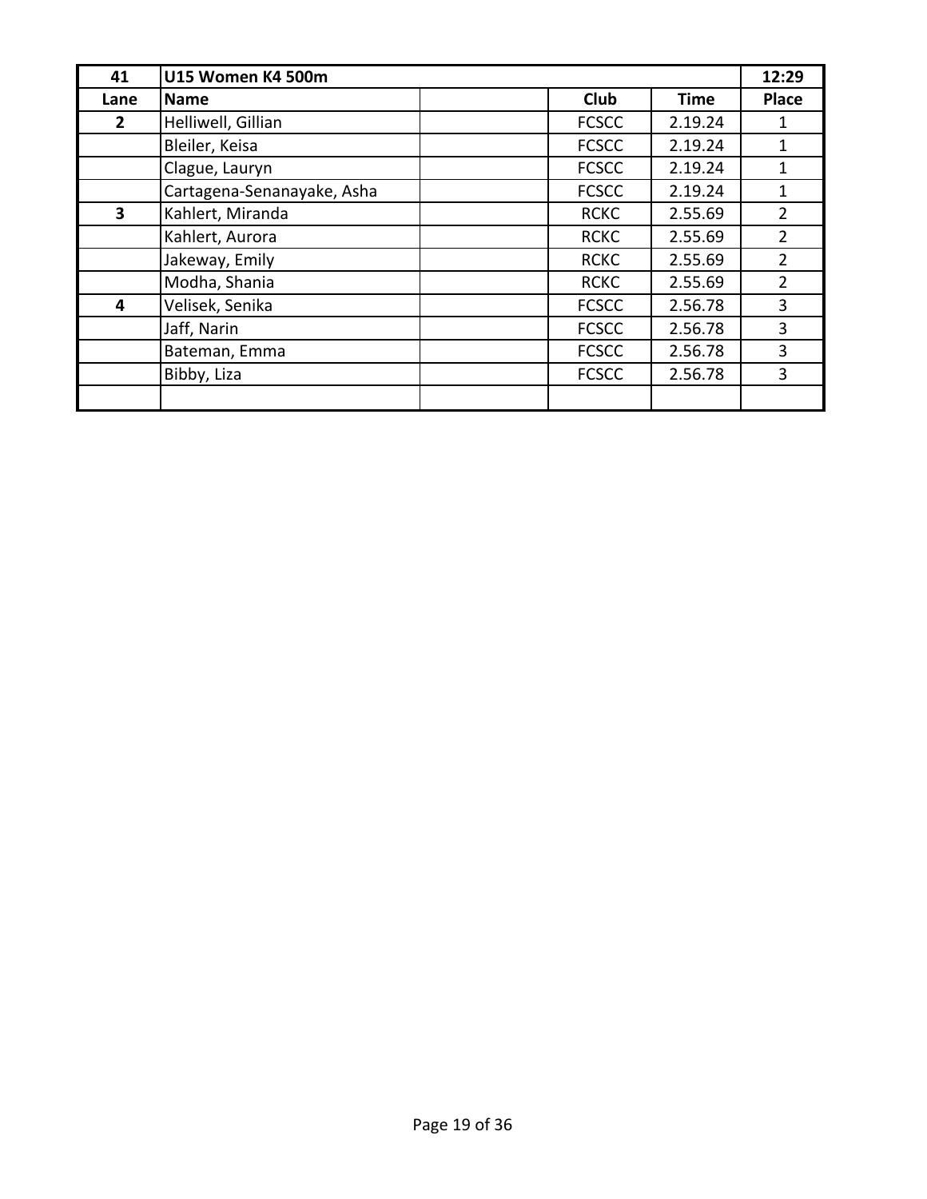| 41 | U15 Women K4 500m | | | | 12:29 |
| --- | --- | --- | --- | --- | --- |
| Lane | Name | | Club | Time | Place |
| 2 | Helliwell, Gillian | | FCSCC | 2.19.24 | 1 |
| | Bleiler, Keisa | | FCSCC | 2.19.24 | 1 |
| | Clague, Lauryn | | FCSCC | 2.19.24 | 1 |
| | Cartagena-Senanayake, Asha | | FCSCC | 2.19.24 | 1 |
| 3 | Kahlert, Miranda | | RCKC | 2.55.69 | 2 |
| | Kahlert, Aurora | | RCKC | 2.55.69 | 2 |
| | Jakeway, Emily | | RCKC | 2.55.69 | 2 |
| | Modha, Shania | | RCKC | 2.55.69 | 2 |
| 4 | Velisek, Senika | | FCSCC | 2.56.78 | 3 |
| | Jaff, Narin | | FCSCC | 2.56.78 | 3 |
| | Bateman, Emma | | FCSCC | 2.56.78 | 3 |
| | Bibby, Liza | | FCSCC | 2.56.78 | 3 |
| | | | | | |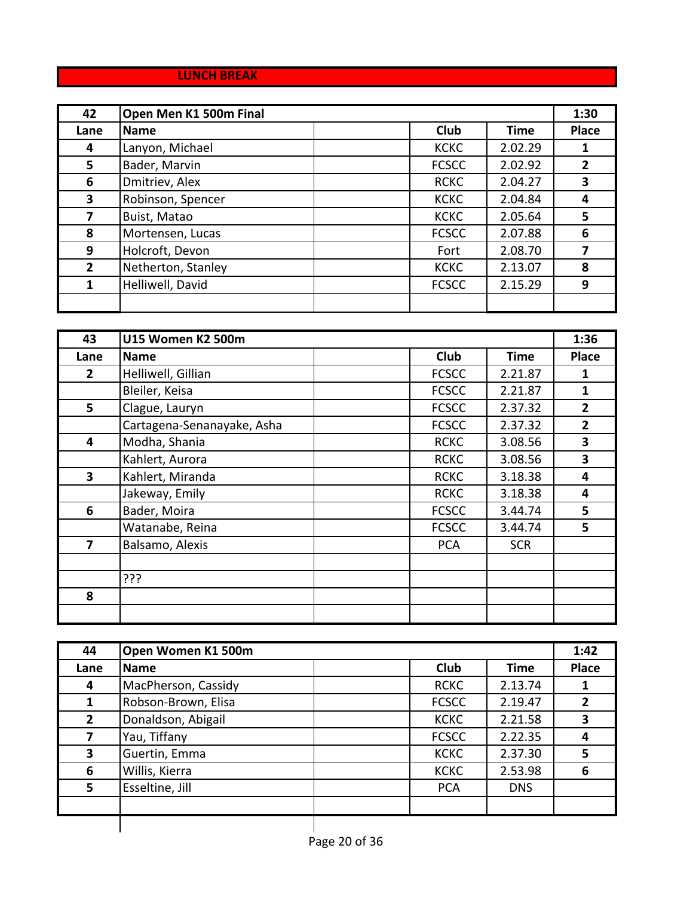**LUNCH BREAK**

| 42 | Open Men K1 500m Final | | | | 1:30 |
|---|---|---|---|---|---|
| Lane | Name | | Club | Time | Place |
| 4 | Lanyon, Michael | | KCKC | 2.02.29 | 1 |
| 5 | Bader, Marvin | | FCSCC | 2.02.92 | 2 |
| 6 | Dmitriev, Alex | | RCKC | 2.04.27 | 3 |
| 3 | Robinson, Spencer | | KCKC | 2.04.84 | 4 |
| 7 | Buist, Matao | | KCKC | 2.05.64 | 5 |
| 8 | Mortensen, Lucas | | FCSCC | 2.07.88 | 6 |
| 9 | Holcroft, Devon | | Fort | 2.08.70 | 7 |
| 2 | Netherton, Stanley | | KCKC | 2.13.07 | 8 |
| 1 | Helliwell, David | | FCSCC | 2.15.29 | 9 |
| | | | | | |

| 43 | U15 Women K2 500m | | | | 1:36 |
|---|---|---|---|---|---|
| Lane | Name | | Club | Time | Place |
| 2 | Helliwell, Gillian | | FCSCC | 2.21.87 | 1 |
| | Bleiler, Keisa | | FCSCC | 2.21.87 | 1 |
| 5 | Clague, Lauryn | | FCSCC | 2.37.32 | 2 |
| | Cartagena-Senanayake, Asha | | FCSCC | 2.37.32 | 2 |
| 4 | Modha, Shania | | RCKC | 3.08.56 | 3 |
| | Kahlert, Aurora | | RCKC | 3.08.56 | 3 |
| 3 | Kahlert, Miranda | | RCKC | 3.18.38 | 4 |
| | Jakeway, Emily | | RCKC | 3.18.38 | 4 |
| 6 | Bader, Moira | | FCSCC | 3.44.74 | 5 |
| | Watanabe, Reina | | FCSCC | 3.44.74 | 5 |
| 7 | Balsamo, Alexis | | PCA | SCR | |
| | | | | | |
| | ??? | | | | |
| 8 | | | | | |
| | | | | | |

| 44 | Open Women K1 500m | | | | 1:42 |
|---|---|---|---|---|---|
| Lane | Name | | Club | Time | Place |
| 4 | MacPherson, Cassidy | | RCKC | 2.13.74 | 1 |
| 1 | Robson-Brown, Elisa | | FCSCC | 2.19.47 | 2 |
| 2 | Donaldson, Abigail | | KCKC | 2.21.58 | 3 |
| 7 | Yau, Tiffany | | FCSCC | 2.22.35 | 4 |
| 3 | Guertin, Emma | | KCKC | 2.37.30 | 5 |
| 6 | Willis, Kierra | | KCKC | 2.53.98 | 6 |
| 5 | Esseltine, Jill | | PCA | DNS | |
| | | | | | |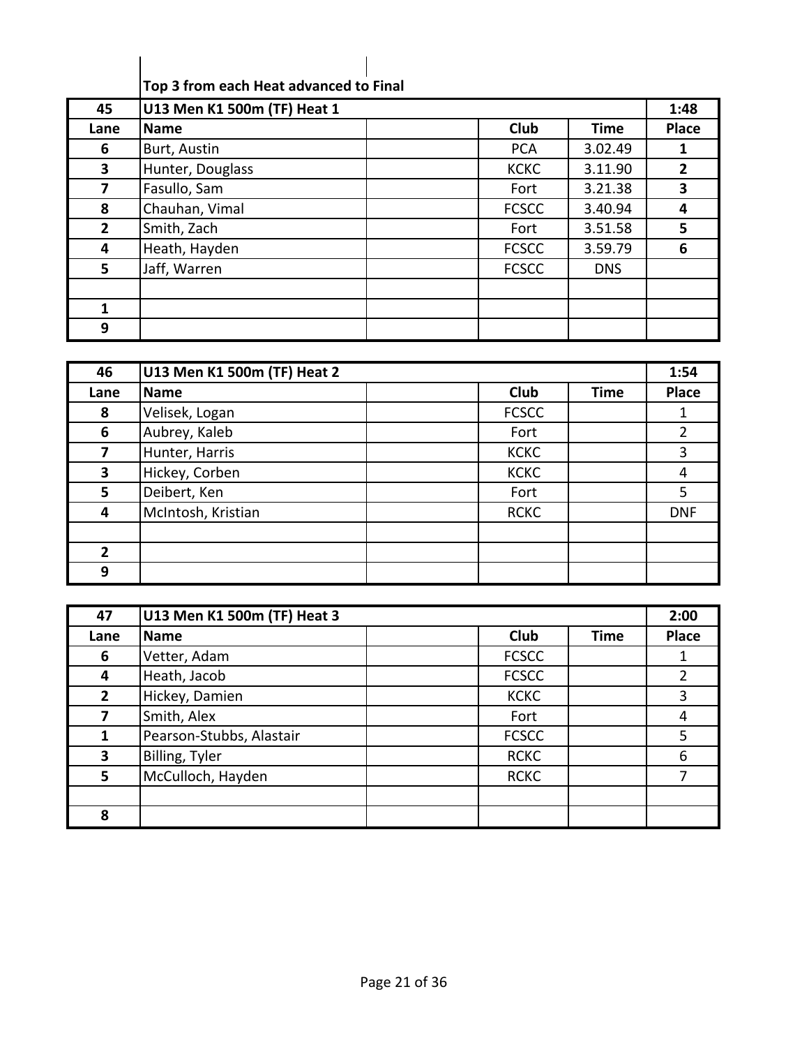**Top 3 from each Heat advanced to Final**

| 45 | U13 Men K1 500m (TF) Heat 1 | | | | 1:48 |
|---|---|---|---|---|---|
| **Lane** | **Name** | | **Club** | **Time** | **Place** |
| 6 | Burt, Austin | | PCA | 3.02.49 | 1 |
| 3 | Hunter, Douglass | | KCKC | 3.11.90 | 2 |
| 7 | Fasullo, Sam | | Fort | 3.21.38 | 3 |
| 8 | Chauhan, Vimal | | FCSCC | 3.40.94 | 4 |
| 2 | Smith, Zach | | Fort | 3.51.58 | 5 |
| 4 | Heath, Hayden | | FCSCC | 3.59.79 | 6 |
| 5 | Jaff, Warren | | FCSCC | DNS | |
| | | | | | |
| 1 | | | | | |
| 9 | | | | | |

| 46 | U13 Men K1 500m (TF) Heat 2 | | | | 1:54 |
|---|---|---|---|---|---|
| **Lane** | **Name** | | **Club** | **Time** | **Place** |
| 8 | Velisek, Logan | | FCSCC | | 1 |
| 6 | Aubrey, Kaleb | | Fort | | 2 |
| 7 | Hunter, Harris | | KCKC | | 3 |
| 3 | Hickey, Corben | | KCKC | | 4 |
| 5 | Deibert, Ken | | Fort | | 5 |
| 4 | McIntosh, Kristian | | RCKC | | DNF |
| | | | | | |
| 2 | | | | | |
| 9 | | | | | |

| 47 | U13 Men K1 500m (TF) Heat 3 | | | | 2:00 |
|---|---|---|---|---|---|
| **Lane** | **Name** | | **Club** | **Time** | **Place** |
| 6 | Vetter, Adam | | FCSCC | | 1 |
| 4 | Heath, Jacob | | FCSCC | | 2 |
| 2 | Hickey, Damien | | KCKC | | 3 |
| 7 | Smith, Alex | | Fort | | 4 |
| 1 | Pearson-Stubbs, Alastair | | FCSCC | | 5 |
| 3 | Billing, Tyler | | RCKC | | 6 |
| 5 | McCulloch, Hayden | | RCKC | | 7 |
| | | | | | |
| 8 | | | | | |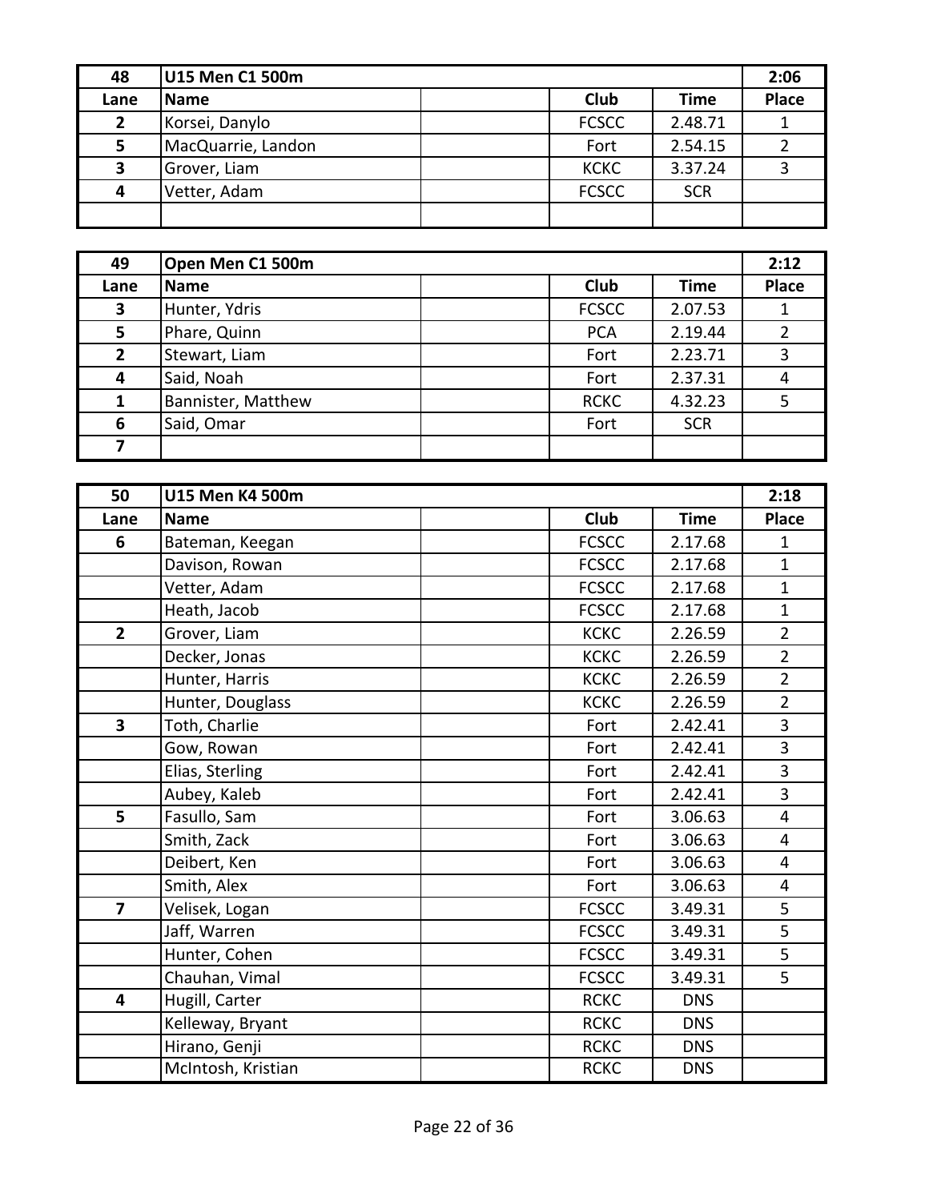| 48 | U15 Men C1 500m | | | | 2:06 |
|---|---|---|---|---|---|
| Lane | Name | | Club | Time | Place |
| 2 | Korsei, Danylo | | FCSCC | 2.48.71 | 1 |
| 5 | MacQuarrie, Landon | | Fort | 2.54.15 | 2 |
| 3 | Grover, Liam | | KCKC | 3.37.24 | 3 |
| 4 | Vetter, Adam | | FCSCC | SCR | |
| | | | | | |

| 49 | Open Men C1 500m | | | | 2:12 |
|---|---|---|---|---|---|
| Lane | Name | | Club | Time | Place |
| 3 | Hunter, Ydris | | FCSCC | 2.07.53 | 1 |
| 5 | Phare, Quinn | | PCA | 2.19.44 | 2 |
| 2 | Stewart, Liam | | Fort | 2.23.71 | 3 |
| 4 | Said, Noah | | Fort | 2.37.31 | 4 |
| 1 | Bannister, Matthew | | RCKC | 4.32.23 | 5 |
| 6 | Said, Omar | | Fort | SCR | |
| 7 | | | | | |

| 50 | U15 Men K4 500m | | | | 2:18 |
|---|---|---|---|---|---|
| Lane | Name | | Club | Time | Place |
| 6 | Bateman, Keegan | | FCSCC | 2.17.68 | 1 |
| | Davison, Rowan | | FCSCC | 2.17.68 | 1 |
| | Vetter, Adam | | FCSCC | 2.17.68 | 1 |
| | Heath, Jacob | | FCSCC | 2.17.68 | 1 |
| 2 | Grover, Liam | | KCKC | 2.26.59 | 2 |
| | Decker, Jonas | | KCKC | 2.26.59 | 2 |
| | Hunter, Harris | | KCKC | 2.26.59 | 2 |
| | Hunter, Douglass | | KCKC | 2.26.59 | 2 |
| 3 | Toth, Charlie | | Fort | 2.42.41 | 3 |
| | Gow, Rowan | | Fort | 2.42.41 | 3 |
| | Elias, Sterling | | Fort | 2.42.41 | 3 |
| | Aubey, Kaleb | | Fort | 2.42.41 | 3 |
| 5 | Fasullo, Sam | | Fort | 3.06.63 | 4 |
| | Smith, Zack | | Fort | 3.06.63 | 4 |
| | Deibert, Ken | | Fort | 3.06.63 | 4 |
| | Smith, Alex | | Fort | 3.06.63 | 4 |
| 7 | Velisek, Logan | | FCSCC | 3.49.31 | 5 |
| | Jaff, Warren | | FCSCC | 3.49.31 | 5 |
| | Hunter, Cohen | | FCSCC | 3.49.31 | 5 |
| | Chauhan, Vimal | | FCSCC | 3.49.31 | 5 |
| 4 | Hugill, Carter | | RCKC | DNS | |
| | Kelleway, Bryant | | RCKC | DNS | |
| | Hirano, Genji | | RCKC | DNS | |
| | McIntosh, Kristian | | RCKC | DNS | |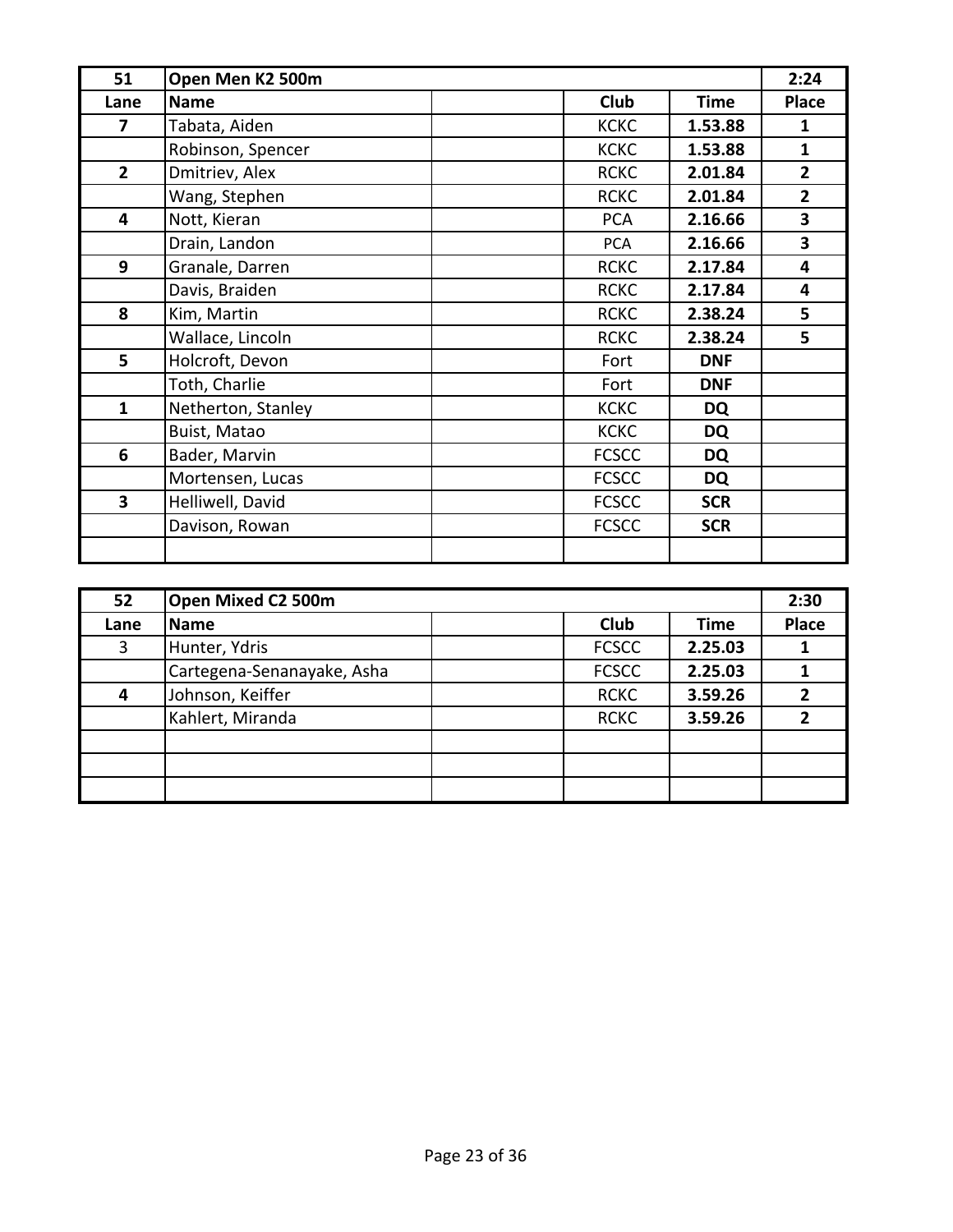| 51 | Open Men K2 500m | | | | 2:24 |
|---|---|---|---|---|---|
| **Lane** | **Name** | | **Club** | **Time** | **Place** |
| **7** | Tabata, Aiden | | KCKC | **1.53.88** | **1** |
| | Robinson, Spencer | | KCKC | **1.53.88** | **1** |
| **2** | Dmitriev, Alex | | RCKC | **2.01.84** | **2** |
| | Wang, Stephen | | RCKC | **2.01.84** | **2** |
| **4** | Nott, Kieran | | PCA | **2.16.66** | **3** |
| | Drain, Landon | | PCA | **2.16.66** | **3** |
| **9** | Granale, Darren | | RCKC | **2.17.84** | **4** |
| | Davis, Braiden | | RCKC | **2.17.84** | **4** |
| **8** | Kim, Martin | | RCKC | **2.38.24** | **5** |
| | Wallace, Lincoln | | RCKC | **2.38.24** | **5** |
| **5** | Holcroft, Devon | | Fort | **DNF** | |
| | Toth, Charlie | | Fort | **DNF** | |
| **1** | Netherton, Stanley | | KCKC | **DQ** | |
| | Buist, Matao | | KCKC | **DQ** | |
| **6** | Bader, Marvin | | FCSCC | **DQ** | |
| | Mortensen, Lucas | | FCSCC | **DQ** | |
| **3** | Helliwell, David | | FCSCC | **SCR** | |
| | Davison, Rowan | | FCSCC | **SCR** | |
| | | | | | |

| 52 | Open Mixed C2 500m | | | | 2:30 |
|---|---|---|---|---|---|
| **Lane** | **Name** | | **Club** | **Time** | **Place** |
| 3 | Hunter, Ydris | | FCSCC | **2.25.03** | **1** |
| | Cartegena-Senanayake, Asha | | FCSCC | **2.25.03** | **1** |
| **4** | Johnson, Keiffer | | RCKC | **3.59.26** | **2** |
| | Kahlert, Miranda | | RCKC | **3.59.26** | **2** |
| | | | | | |
| | | | | | |
| | | | | | |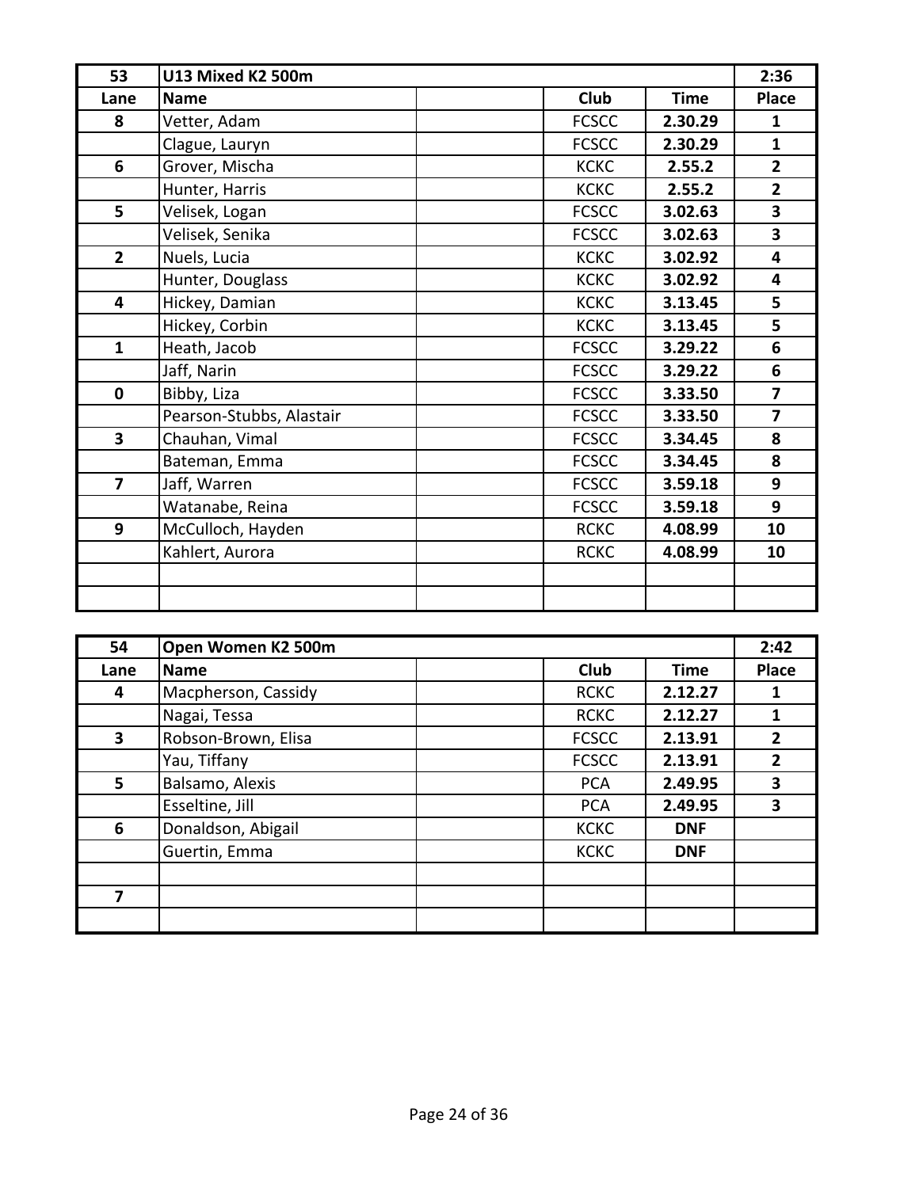| 53 | U13 Mixed K2 500m | | | | 2:36 |
|---|---|---|---|---|---|
| Lane | Name | | Club | Time | Place |
| 8 | Vetter, Adam | | FCSCC | 2.30.29 | 1 |
| | Clague, Lauryn | | FCSCC | 2.30.29 | 1 |
| 6 | Grover, Mischa | | KCKC | 2.55.2 | 2 |
| | Hunter, Harris | | KCKC | 2.55.2 | 2 |
| 5 | Velisek, Logan | | FCSCC | 3.02.63 | 3 |
| | Velisek, Senika | | FCSCC | 3.02.63 | 3 |
| 2 | Nuels, Lucia | | KCKC | 3.02.92 | 4 |
| | Hunter, Douglass | | KCKC | 3.02.92 | 4 |
| 4 | Hickey, Damian | | KCKC | 3.13.45 | 5 |
| | Hickey, Corbin | | KCKC | 3.13.45 | 5 |
| 1 | Heath, Jacob | | FCSCC | 3.29.22 | 6 |
| | Jaff, Narin | | FCSCC | 3.29.22 | 6 |
| 0 | Bibby, Liza | | FCSCC | 3.33.50 | 7 |
| | Pearson-Stubbs, Alastair | | FCSCC | 3.33.50 | 7 |
| 3 | Chauhan, Vimal | | FCSCC | 3.34.45 | 8 |
| | Bateman, Emma | | FCSCC | 3.34.45 | 8 |
| 7 | Jaff, Warren | | FCSCC | 3.59.18 | 9 |
| | Watanabe, Reina | | FCSCC | 3.59.18 | 9 |
| 9 | McCulloch, Hayden | | RCKC | 4.08.99 | 10 |
| | Kahlert, Aurora | | RCKC | 4.08.99 | 10 |
| | | | | | |
| | | | | | |

| 54 | Open Women K2 500m | | | | 2:42 |
|---|---|---|---|---|---|
| Lane | Name | | Club | Time | Place |
| 4 | Macpherson, Cassidy | | RCKC | 2.12.27 | 1 |
| | Nagai, Tessa | | RCKC | 2.12.27 | 1 |
| 3 | Robson-Brown, Elisa | | FCSCC | 2.13.91 | 2 |
| | Yau, Tiffany | | FCSCC | 2.13.91 | 2 |
| 5 | Balsamo, Alexis | | PCA | 2.49.95 | 3 |
| | Esseltine, Jill | | PCA | 2.49.95 | 3 |
| 6 | Donaldson, Abigail | | KCKC | DNF | |
| | Guertin, Emma | | KCKC | DNF | |
| | | | | | |
| 7 | | | | | |
| | | | | | |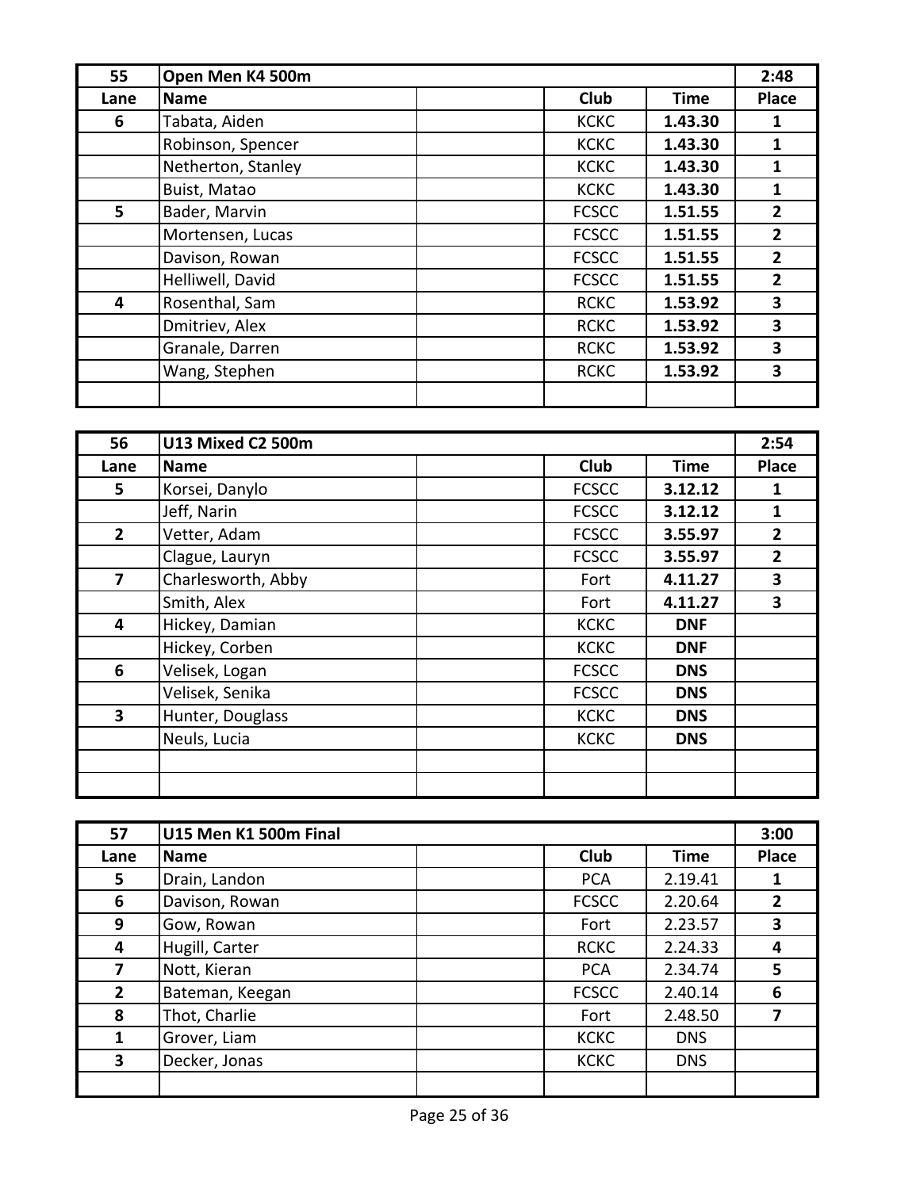| 55 | Open Men K4 500m | | | | 2:48 |
|---|---|---|---|---|---|
| Lane | Name | | Club | Time | Place |
| 6 | Tabata, Aiden | | KCKC | **1.43.30** | **1** |
| | Robinson, Spencer | | KCKC | **1.43.30** | **1** |
| | Netherton, Stanley | | KCKC | **1.43.30** | **1** |
| | Buist, Matao | | KCKC | **1.43.30** | **1** |
| 5 | Bader, Marvin | | FCSCC | **1.51.55** | **2** |
| | Mortensen, Lucas | | FCSCC | **1.51.55** | **2** |
| | Davison, Rowan | | FCSCC | **1.51.55** | **2** |
| | Helliwell, David | | FCSCC | **1.51.55** | **2** |
| 4 | Rosenthal, Sam | | RCKC | **1.53.92** | **3** |
| | Dmitriev, Alex | | RCKC | **1.53.92** | **3** |
| | Granale, Darren | | RCKC | **1.53.92** | **3** |
| | Wang, Stephen | | RCKC | **1.53.92** | **3** |
| | | | | | |

| 56 | U13 Mixed C2 500m | | | | 2:54 |
|---|---|---|---|---|---|
| Lane | Name | | Club | Time | Place |
| 5 | Korsei, Danylo | | FCSCC | **3.12.12** | **1** |
| | Jeff, Narin | | FCSCC | **3.12.12** | **1** |
| 2 | Vetter, Adam | | FCSCC | **3.55.97** | **2** |
| | Clague, Lauryn | | FCSCC | **3.55.97** | **2** |
| 7 | Charlesworth, Abby | | Fort | **4.11.27** | **3** |
| | Smith, Alex | | Fort | **4.11.27** | **3** |
| 4 | Hickey, Damian | | KCKC | **DNF** | |
| | Hickey, Corben | | KCKC | **DNF** | |
| 6 | Velisek, Logan | | FCSCC | **DNS** | |
| | Velisek, Senika | | FCSCC | **DNS** | |
| 3 | Hunter, Douglass | | KCKC | **DNS** | |
| | Neuls, Lucia | | KCKC | **DNS** | |
| | | | | | |
| | | | | | |

| 57 | U15 Men K1 500m Final | | | | 3:00 |
|---|---|---|---|---|---|
| Lane | Name | | Club | Time | Place |
| 5 | Drain, Landon | | PCA | 2.19.41 | 1 |
| 6 | Davison, Rowan | | FCSCC | 2.20.64 | 2 |
| 9 | Gow, Rowan | | Fort | 2.23.57 | 3 |
| 4 | Hugill, Carter | | RCKC | 2.24.33 | 4 |
| 7 | Nott, Kieran | | PCA | 2.34.74 | 5 |
| 2 | Bateman, Keegan | | FCSCC | 2.40.14 | 6 |
| 8 | Thot, Charlie | | Fort | 2.48.50 | 7 |
| 1 | Grover, Liam | | KCKC | DNS | |
| 3 | Decker, Jonas | | KCKC | DNS | |
| | | | | | |